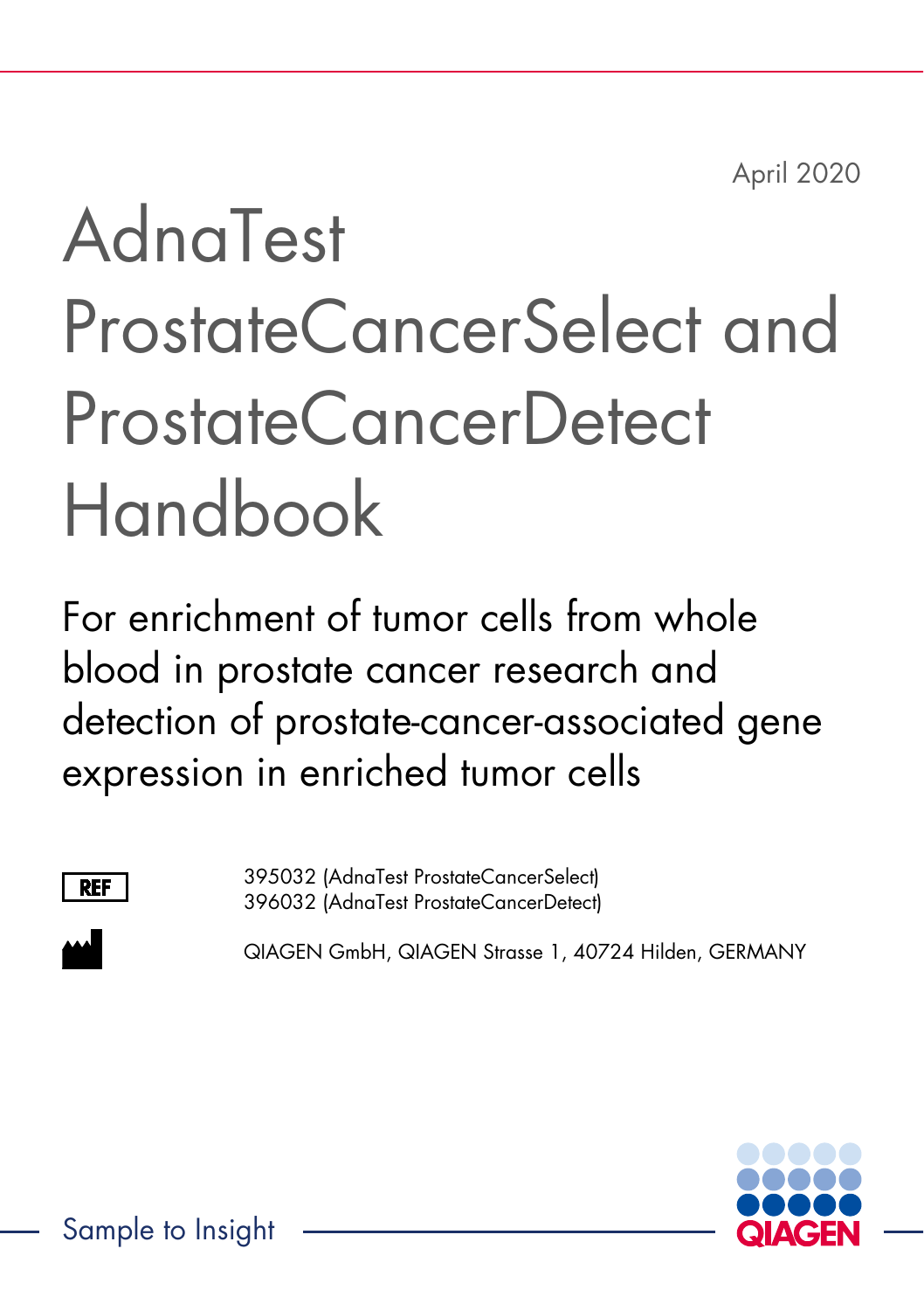April 2020

# AdnaTest ProstateCancerSelect and ProstateCancerDetect Handbook

For enrichment of tumor cells from whole blood in prostate cancer research and detection of prostate-cancer-associated gene expression in enriched tumor cells

REF 395032 (AdnaTest ProstateCancerSelect)
396032 (AdnaTest ProstateCancerDetect)

QIAGEN GmbH, QIAGEN Strasse 1, 40724 Hilden, GERMANY

Sample to Insight

QIAGEN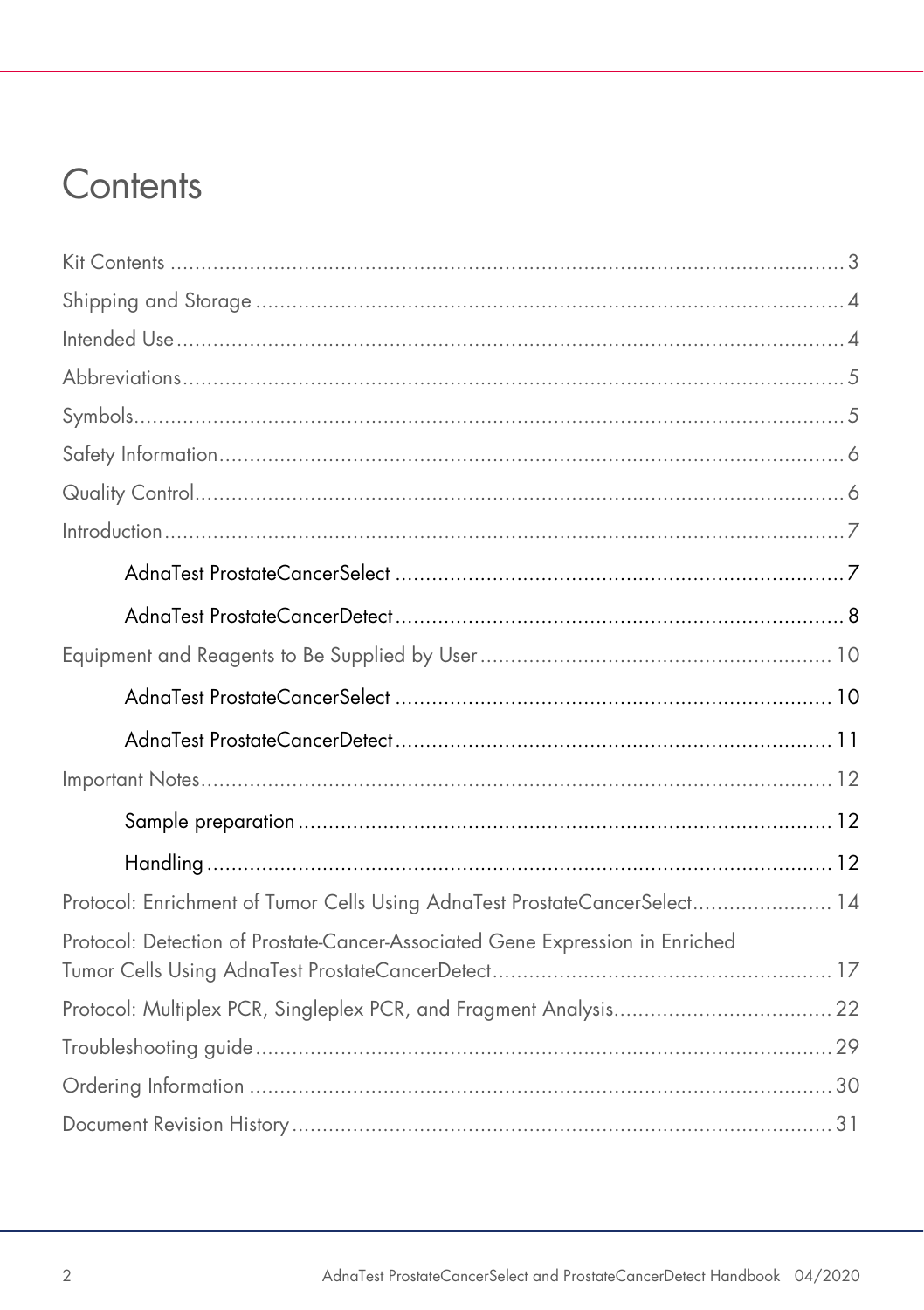# Contents

Kit Contents ..... 3

Shipping and Storage ..... 4

Intended Use ..... 4

Abbreviations ..... 5

Symbols ..... 5

Safety Information ..... 6

Quality Control ..... 6

Introduction ..... 7

- AdnaTest ProstateCancerSelect ..... 7
- AdnaTest ProstateCancerDetect ..... 8

Equipment and Reagents to Be Supplied by User ..... 10

- AdnaTest ProstateCancerSelect ..... 10
- AdnaTest ProstateCancerDetect ..... 11

Important Notes ..... 12

- Sample preparation ..... 12
- Handling ..... 12

Protocol: Enrichment of Tumor Cells Using AdnaTest ProstateCancerSelect ..... 14

Protocol: Detection of Prostate-Cancer-Associated Gene Expression in Enriched Tumor Cells Using AdnaTest ProstateCancerDetect ..... 17

Protocol: Multiplex PCR, Singleplex PCR, and Fragment Analysis ..... 22

Troubleshooting guide ..... 29

Ordering Information ..... 30

Document Revision History ..... 31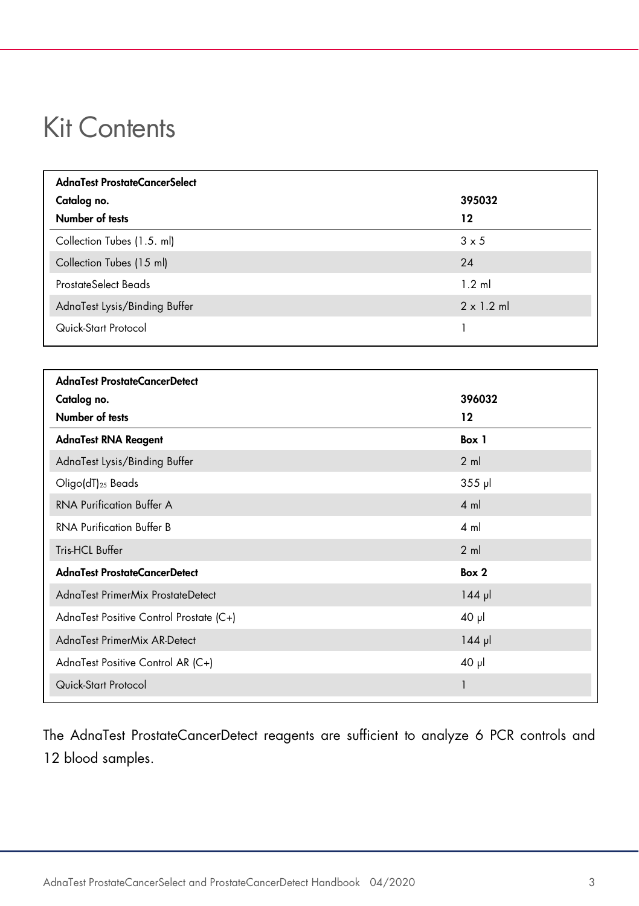# Kit Contents

| AdnaTest ProstateCancerSelect | |
|---|---|
| **Catalog no.** | **395032** |
| **Number of tests** | **12** |
| Collection Tubes (1.5. ml) | 3 x 5 |
| Collection Tubes (15 ml) | 24 |
| ProstateSelect Beads | 1.2 ml |
| AdnaTest Lysis/Binding Buffer | 2 x 1.2 ml |
| Quick-Start Protocol | 1 |

| AdnaTest ProstateCancerDetect | |
|---|---|
| **Catalog no.** | **396032** |
| **Number of tests** | **12** |
| **AdnaTest RNA Reagent** | **Box 1** |
| AdnaTest Lysis/Binding Buffer | 2 ml |
| Oligo(dT)$_{25}$ Beads | 355 µl |
| RNA Purification Buffer A | 4 ml |
| RNA Purification Buffer B | 4 ml |
| Tris-HCL Buffer | 2 ml |
| **AdnaTest ProstateCancerDetect** | **Box 2** |
| AdnaTest PrimerMix ProstateDetect | 144 µl |
| AdnaTest Positive Control Prostate (C+) | 40 µl |
| AdnaTest PrimerMix AR-Detect | 144 µl |
| AdnaTest Positive Control AR (C+) | 40 µl |
| Quick-Start Protocol | 1 |

The AdnaTest ProstateCancerDetect reagents are sufficient to analyze 6 PCR controls and 12 blood samples.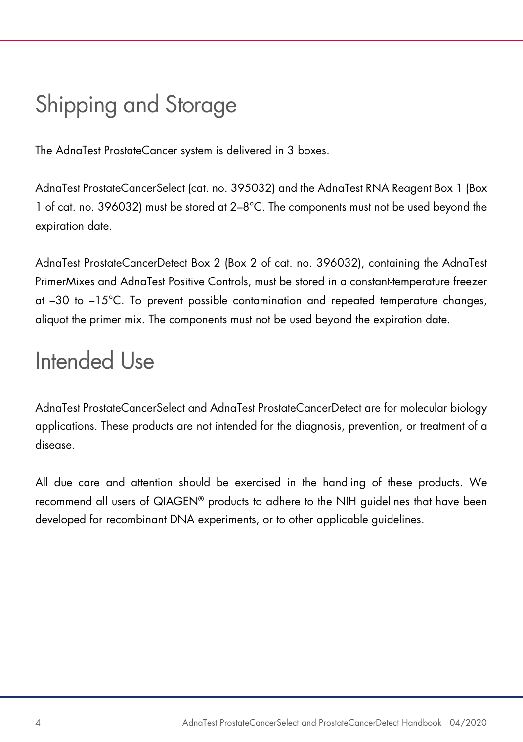# Shipping and Storage

The AdnaTest ProstateCancer system is delivered in 3 boxes.

AdnaTest ProstateCancerSelect (cat. no. 395032) and the AdnaTest RNA Reagent Box 1 (Box 1 of cat. no. 396032) must be stored at 2–8°C. The components must not be used beyond the expiration date.

AdnaTest ProstateCancerDetect Box 2 (Box 2 of cat. no. 396032), containing the AdnaTest PrimerMixes and AdnaTest Positive Controls, must be stored in a constant-temperature freezer at –30 to –15°C. To prevent possible contamination and repeated temperature changes, aliquot the primer mix. The components must not be used beyond the expiration date.

# Intended Use

AdnaTest ProstateCancerSelect and AdnaTest ProstateCancerDetect are for molecular biology applications. These products are not intended for the diagnosis, prevention, or treatment of a disease.

All due care and attention should be exercised in the handling of these products. We recommend all users of QIAGEN® products to adhere to the NIH guidelines that have been developed for recombinant DNA experiments, or to other applicable guidelines.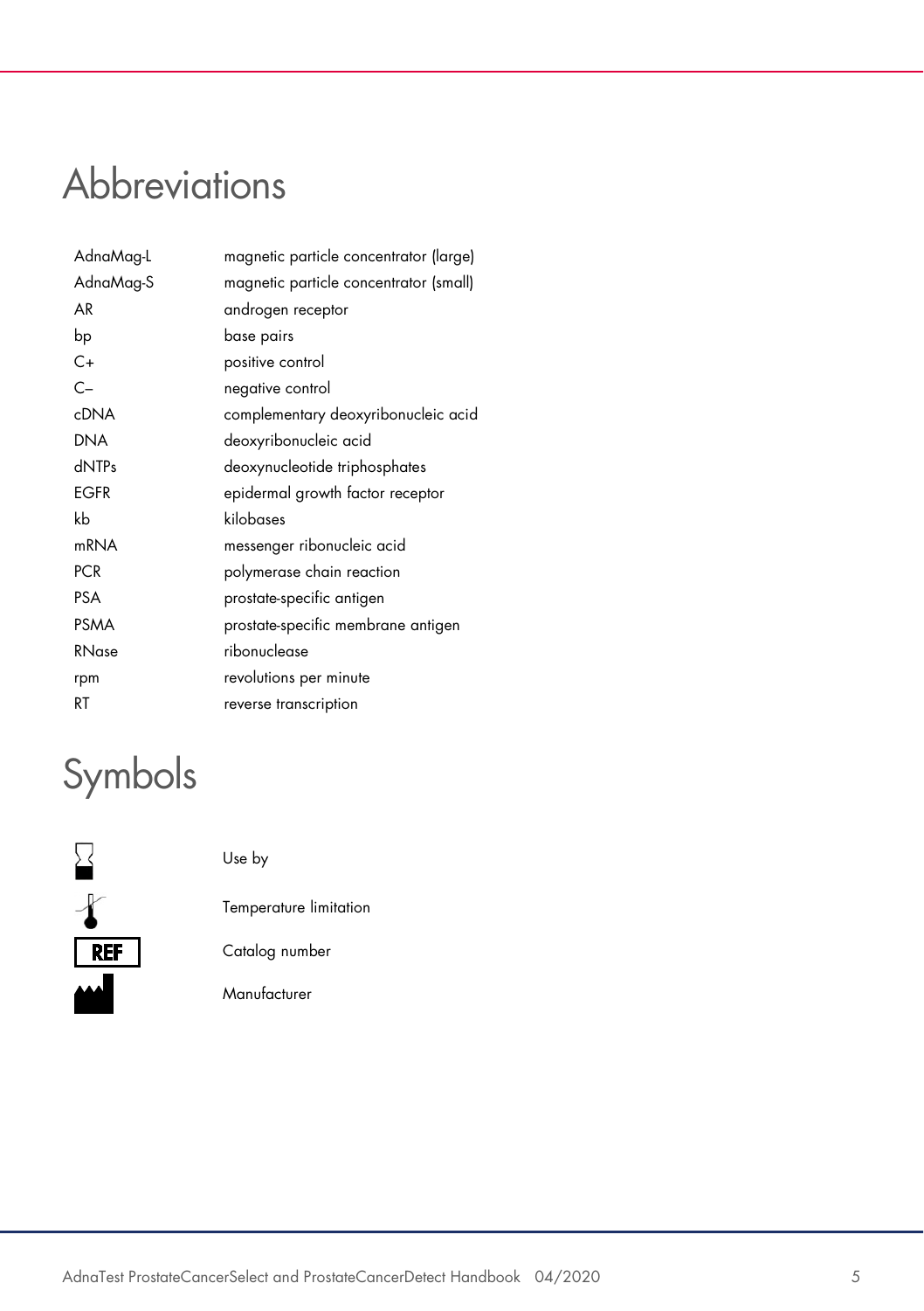# Abbreviations

| | |
|---|---|
| AdnaMag-L | magnetic particle concentrator (large) |
| AdnaMag-S | magnetic particle concentrator (small) |
| AR | androgen receptor |
| bp | base pairs |
| C+ | positive control |
| C– | negative control |
| cDNA | complementary deoxyribonucleic acid |
| DNA | deoxyribonucleic acid |
| dNTPs | deoxynucleotide triphosphates |
| EGFR | epidermal growth factor receptor |
| kb | kilobases |
| mRNA | messenger ribonucleic acid |
| PCR | polymerase chain reaction |
| PSA | prostate-specific antigen |
| PSMA | prostate-specific membrane antigen |
| RNase | ribonuclease |
| rpm | revolutions per minute |
| RT | reverse transcription |

# Symbols

| | |
|---|---|
| ⌛ | Use by |
| 🌡 | Temperature limitation |
| REF | Catalog number |
| 🏭 | Manufacturer |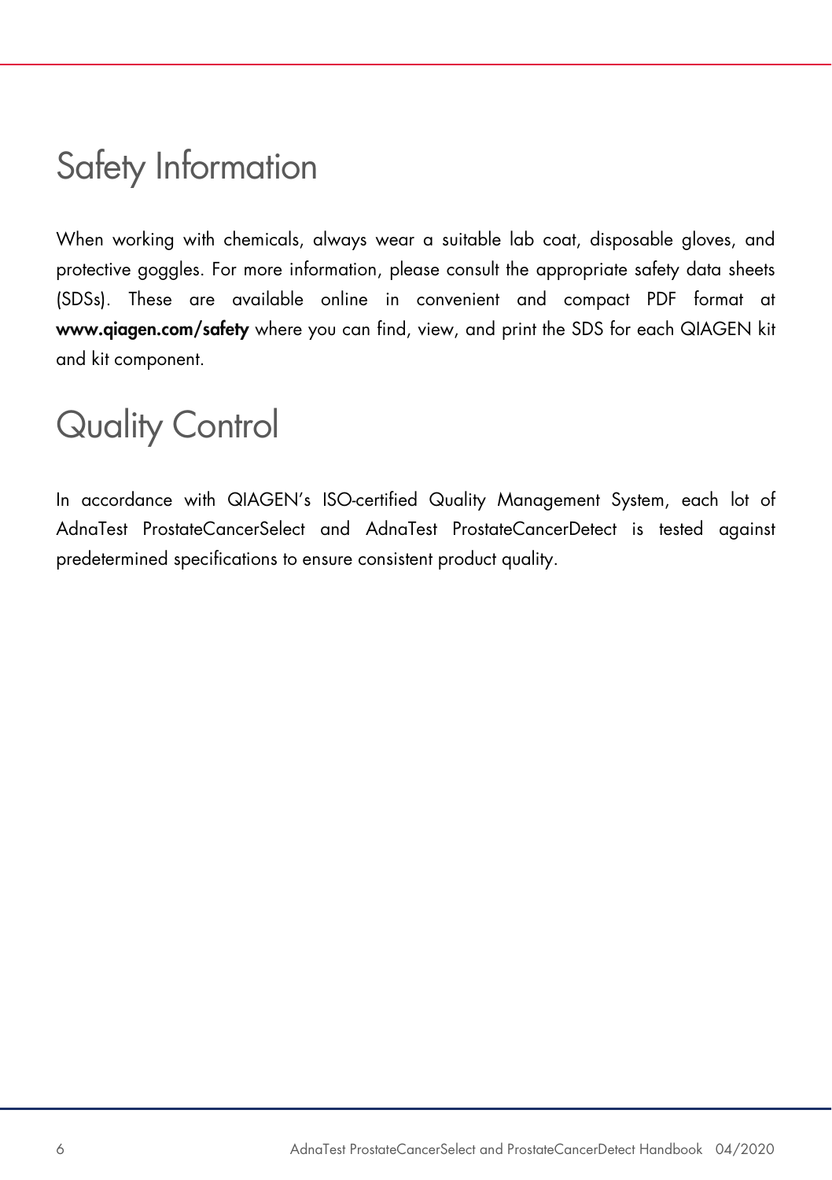# Safety Information

When working with chemicals, always wear a suitable lab coat, disposable gloves, and protective goggles. For more information, please consult the appropriate safety data sheets (SDSs). These are available online in convenient and compact PDF format at **www.qiagen.com/safety** where you can find, view, and print the SDS for each QIAGEN kit and kit component.

# Quality Control

In accordance with QIAGEN's ISO-certified Quality Management System, each lot of AdnaTest ProstateCancerSelect and AdnaTest ProstateCancerDetect is tested against predetermined specifications to ensure consistent product quality.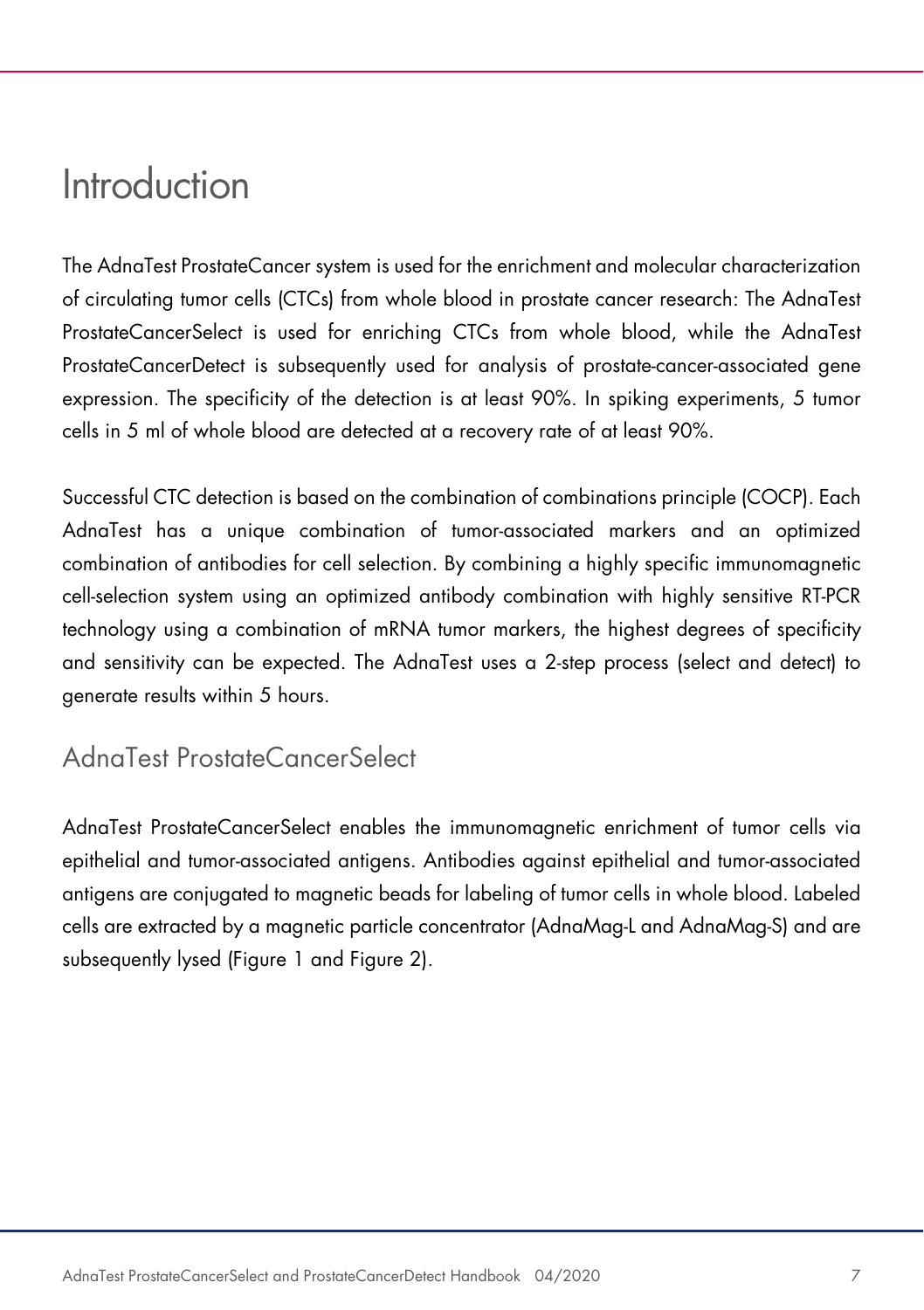# Introduction

The AdnaTest ProstateCancer system is used for the enrichment and molecular characterization of circulating tumor cells (CTCs) from whole blood in prostate cancer research: The AdnaTest ProstateCancerSelect is used for enriching CTCs from whole blood, while the AdnaTest ProstateCancerDetect is subsequently used for analysis of prostate-cancer-associated gene expression. The specificity of the detection is at least 90%. In spiking experiments, 5 tumor cells in 5 ml of whole blood are detected at a recovery rate of at least 90%.

Successful CTC detection is based on the combination of combinations principle (COCP). Each AdnaTest has a unique combination of tumor-associated markers and an optimized combination of antibodies for cell selection. By combining a highly specific immunomagnetic cell-selection system using an optimized antibody combination with highly sensitive RT-PCR technology using a combination of mRNA tumor markers, the highest degrees of specificity and sensitivity can be expected. The AdnaTest uses a 2-step process (select and detect) to generate results within 5 hours.

## AdnaTest ProstateCancerSelect

AdnaTest ProstateCancerSelect enables the immunomagnetic enrichment of tumor cells via epithelial and tumor-associated antigens. Antibodies against epithelial and tumor-associated antigens are conjugated to magnetic beads for labeling of tumor cells in whole blood. Labeled cells are extracted by a magnetic particle concentrator (AdnaMag-L and AdnaMag-S) and are subsequently lysed (Figure 1 and Figure 2).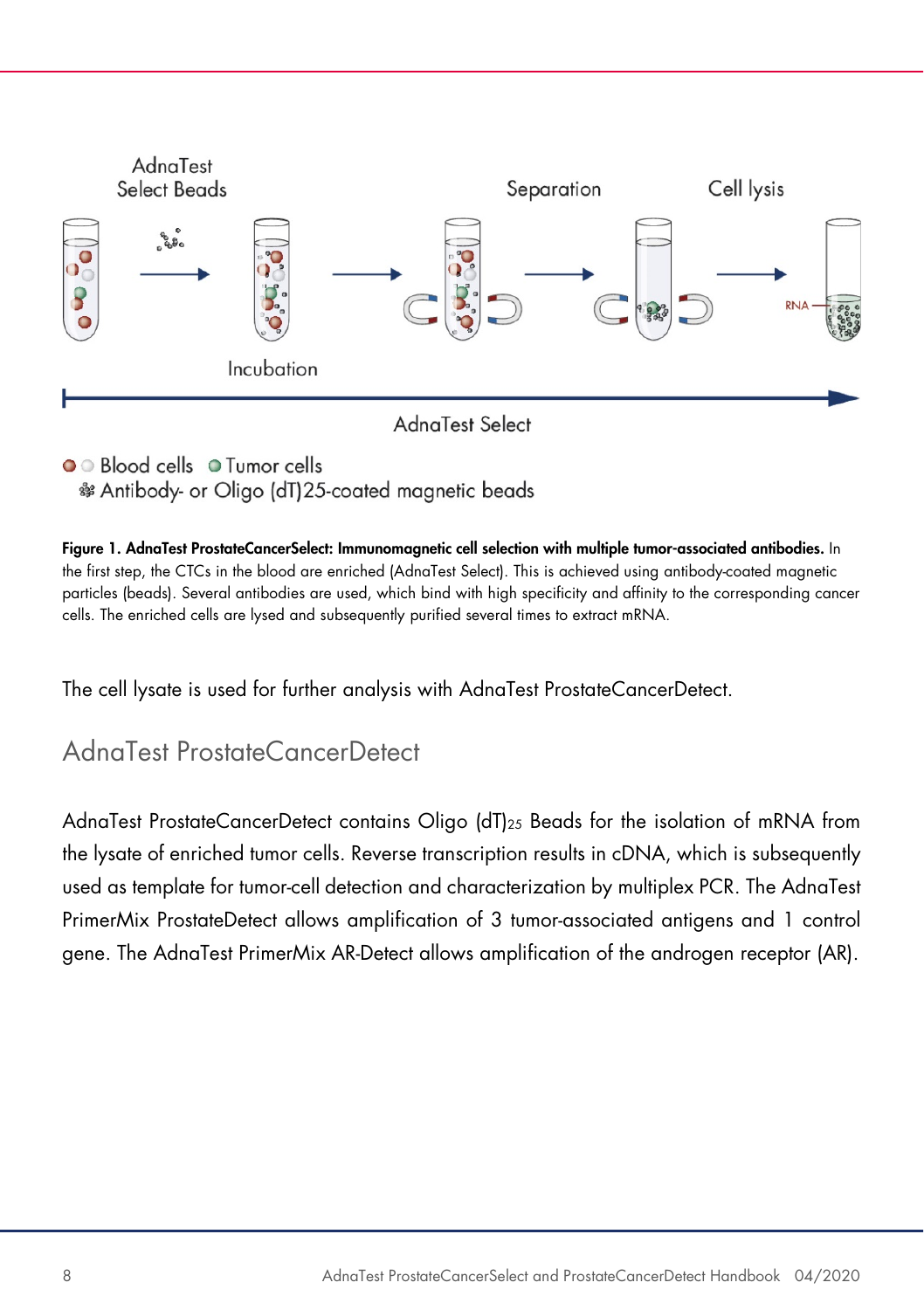**Figure 1. AdnaTest ProstateCancerSelect: Immunomagnetic cell selection with multiple tumor-associated antibodies.** In the first step, the CTCs in the blood are enriched (AdnaTest Select). This is achieved using antibody-coated magnetic particles (beads). Several antibodies are used, which bind with high specificity and affinity to the corresponding cancer cells. The enriched cells are lysed and subsequently purified several times to extract mRNA.

The cell lysate is used for further analysis with AdnaTest ProstateCancerDetect.

## AdnaTest ProstateCancerDetect

AdnaTest ProstateCancerDetect contains Oligo $(dT)_{25}$ Beads for the isolation of mRNA from the lysate of enriched tumor cells. Reverse transcription results in cDNA, which is subsequently used as template for tumor-cell detection and characterization by multiplex PCR. The AdnaTest PrimerMix ProstateDetect allows amplification of 3 tumor-associated antigens and 1 control gene. The AdnaTest PrimerMix AR-Detect allows amplification of the androgen receptor (AR).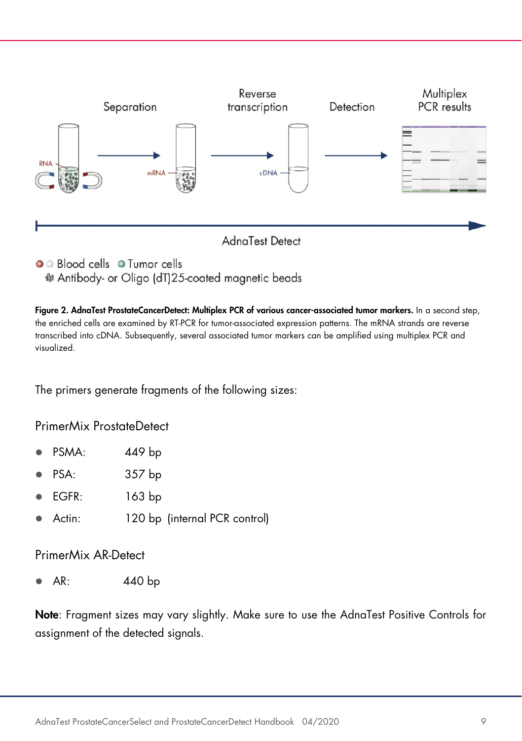**Figure 2. AdnaTest ProstateCancerDetect: Multiplex PCR of various cancer-associated tumor markers.** In a second step, the enriched cells are examined by RT-PCR for tumor-associated expression patterns. The mRNA strands are reverse transcribed into cDNA. Subsequently, several associated tumor markers can be amplified using multiplex PCR and visualized.

The primers generate fragments of the following sizes:

PrimerMix ProstateDetect

- PSMA: 449 bp
- PSA: 357 bp
- EGFR: 163 bp
- Actin: 120 bp (internal PCR control)

PrimerMix AR-Detect

- AR: 440 bp

**Note**: Fragment sizes may vary slightly. Make sure to use the AdnaTest Positive Controls for assignment of the detected signals.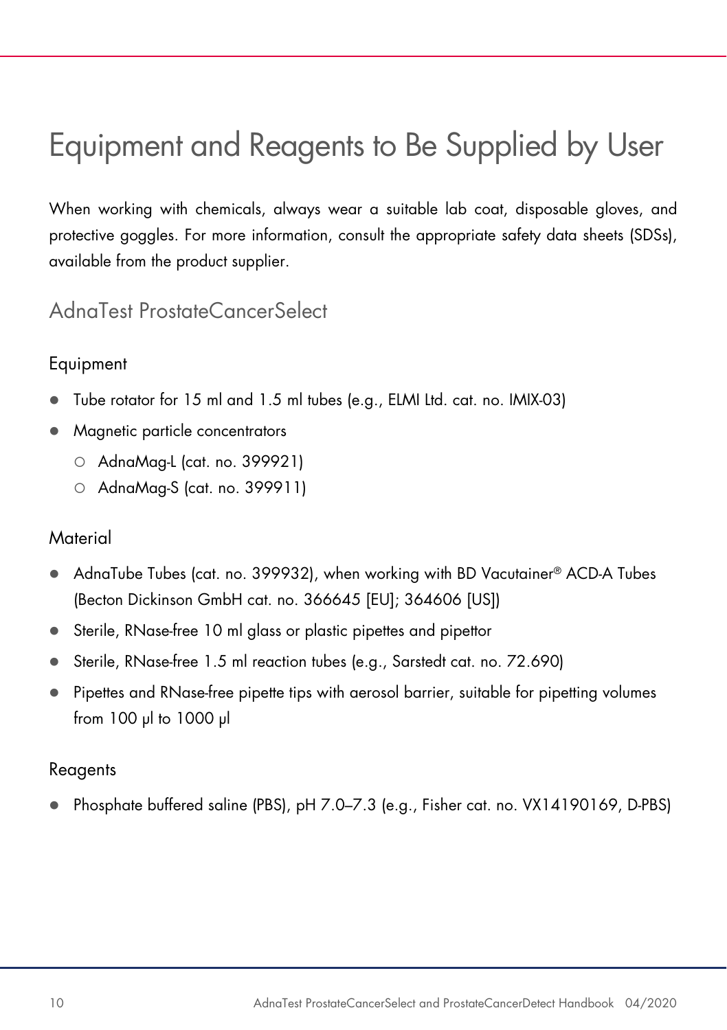# Equipment and Reagents to Be Supplied by User

When working with chemicals, always wear a suitable lab coat, disposable gloves, and protective goggles. For more information, consult the appropriate safety data sheets (SDSs), available from the product supplier.

## AdnaTest ProstateCancerSelect

### Equipment

- Tube rotator for 15 ml and 1.5 ml tubes (e.g., ELMI Ltd. cat. no. IMIX-03)
- Magnetic particle concentrators
  - AdnaMag-L (cat. no. 399921)
  - AdnaMag-S (cat. no. 399911)

### Material

- AdnaTube Tubes (cat. no. 399932), when working with BD Vacutainer® ACD-A Tubes (Becton Dickinson GmbH cat. no. 366645 [EU]; 364606 [US])
- Sterile, RNase-free 10 ml glass or plastic pipettes and pipettor
- Sterile, RNase-free 1.5 ml reaction tubes (e.g., Sarstedt cat. no. 72.690)
- Pipettes and RNase-free pipette tips with aerosol barrier, suitable for pipetting volumes from 100 µl to 1000 µl

### Reagents

- Phosphate buffered saline (PBS), pH 7.0–7.3 (e.g., Fisher cat. no. VX14190169, D-PBS)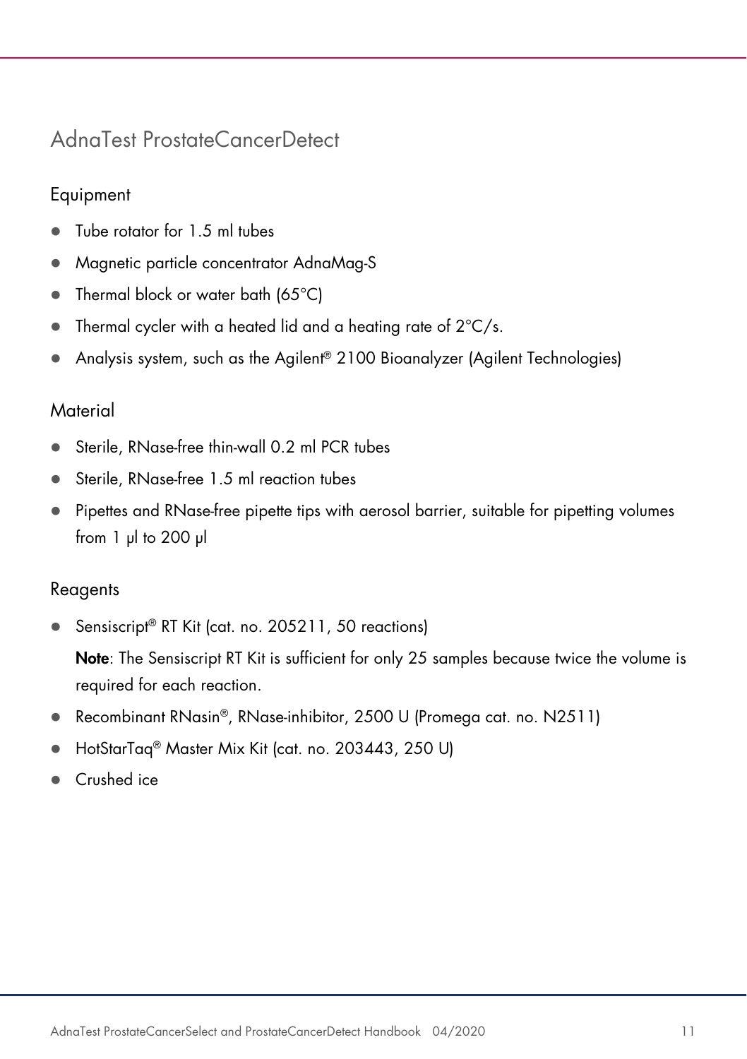## AdnaTest ProstateCancerDetect

### Equipment

- Tube rotator for 1.5 ml tubes
- Magnetic particle concentrator AdnaMag-S
- Thermal block or water bath (65°C)
- Thermal cycler with a heated lid and a heating rate of 2°C/s.
- Analysis system, such as the Agilent® 2100 Bioanalyzer (Agilent Technologies)

### Material

- Sterile, RNase-free thin-wall 0.2 ml PCR tubes
- Sterile, RNase-free 1.5 ml reaction tubes
- Pipettes and RNase-free pipette tips with aerosol barrier, suitable for pipetting volumes from 1 µl to 200 µl

### Reagents

- Sensiscript® RT Kit (cat. no. 205211, 50 reactions)

  **Note**: The Sensiscript RT Kit is sufficient for only 25 samples because twice the volume is required for each reaction.
- Recombinant RNasin®, RNase-inhibitor, 2500 U (Promega cat. no. N2511)
- HotStarTaq® Master Mix Kit (cat. no. 203443, 250 U)
- Crushed ice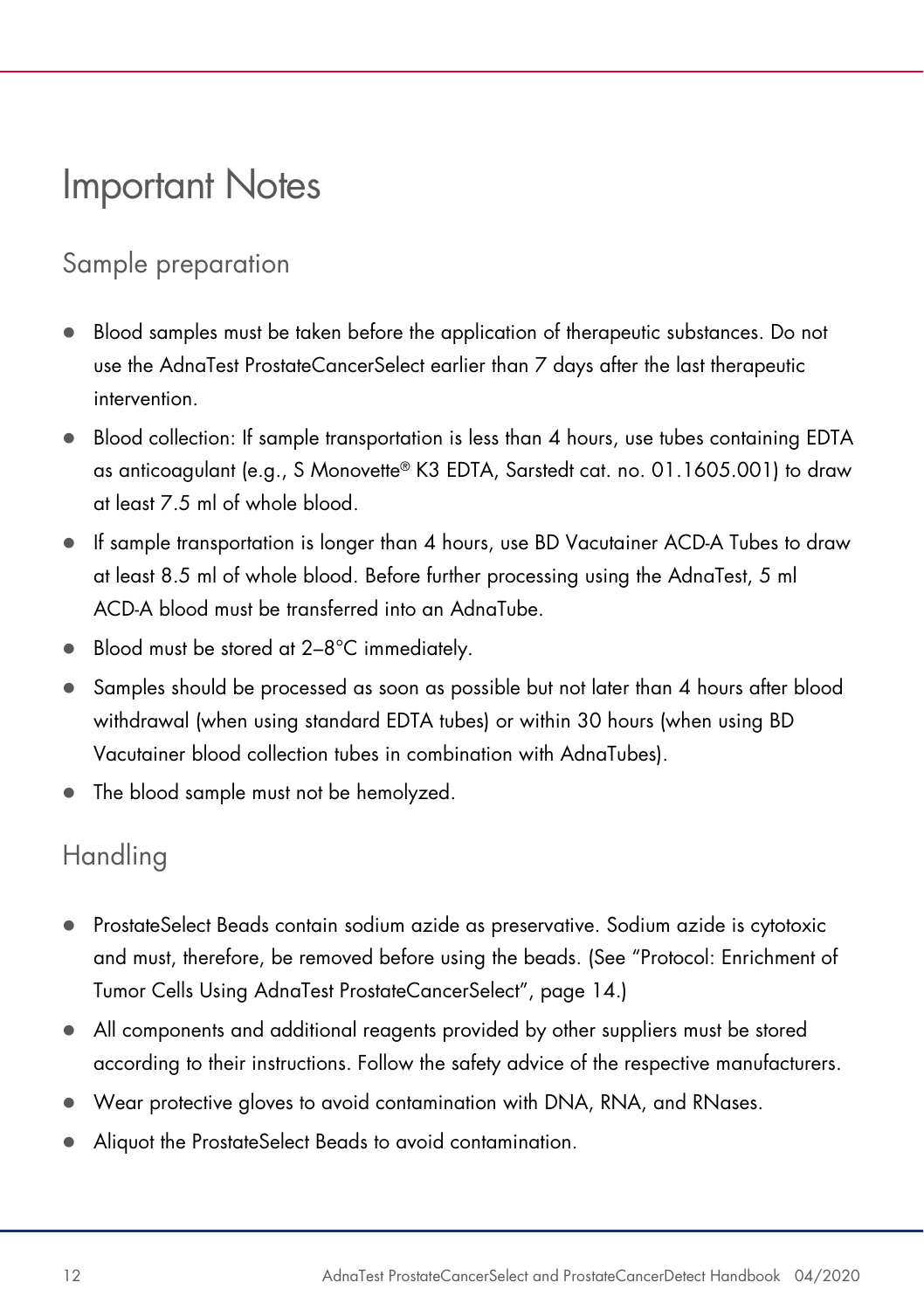# Important Notes

## Sample preparation

- Blood samples must be taken before the application of therapeutic substances. Do not use the AdnaTest ProstateCancerSelect earlier than 7 days after the last therapeutic intervention.
- Blood collection: If sample transportation is less than 4 hours, use tubes containing EDTA as anticoagulant (e.g., S Monovette® K3 EDTA, Sarstedt cat. no. 01.1605.001) to draw at least 7.5 ml of whole blood.
- If sample transportation is longer than 4 hours, use BD Vacutainer ACD-A Tubes to draw at least 8.5 ml of whole blood. Before further processing using the AdnaTest, 5 ml ACD-A blood must be transferred into an AdnaTube.
- Blood must be stored at 2–8°C immediately.
- Samples should be processed as soon as possible but not later than 4 hours after blood withdrawal (when using standard EDTA tubes) or within 30 hours (when using BD Vacutainer blood collection tubes in combination with AdnaTubes).
- The blood sample must not be hemolyzed.

## Handling

- ProstateSelect Beads contain sodium azide as preservative. Sodium azide is cytotoxic and must, therefore, be removed before using the beads. (See "Protocol: Enrichment of Tumor Cells Using AdnaTest ProstateCancerSelect", page 14.)
- All components and additional reagents provided by other suppliers must be stored according to their instructions. Follow the safety advice of the respective manufacturers.
- Wear protective gloves to avoid contamination with DNA, RNA, and RNases.
- Aliquot the ProstateSelect Beads to avoid contamination.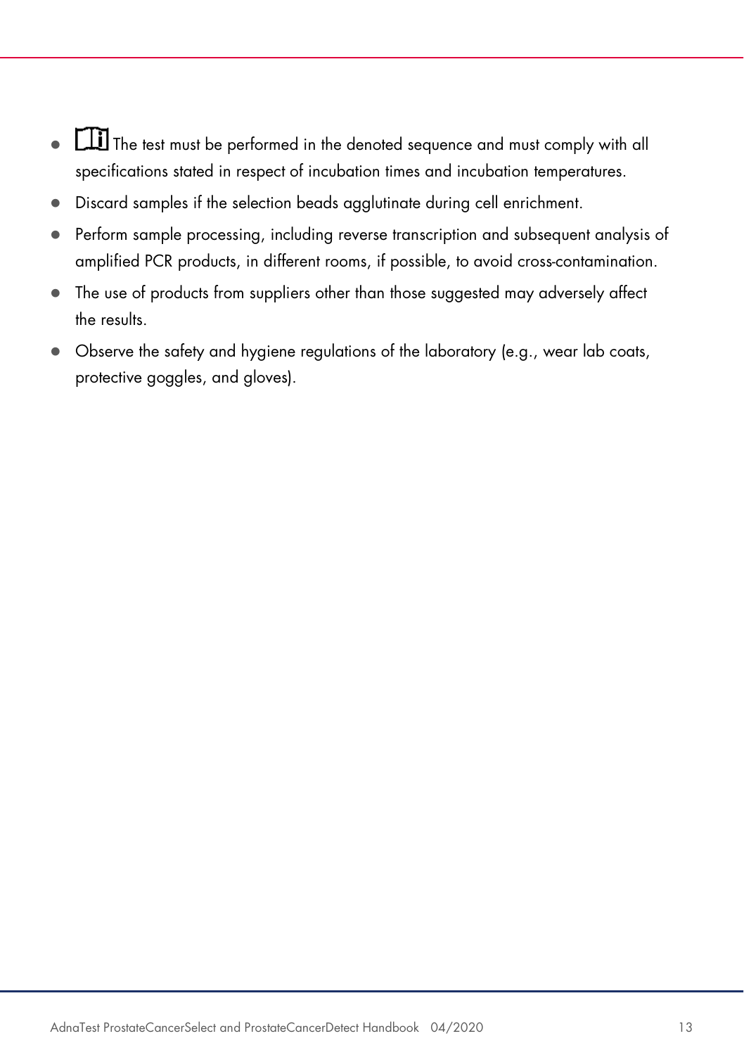- The test must be performed in the denoted sequence and must comply with all specifications stated in respect of incubation times and incubation temperatures.
- Discard samples if the selection beads agglutinate during cell enrichment.
- Perform sample processing, including reverse transcription and subsequent analysis of amplified PCR products, in different rooms, if possible, to avoid cross-contamination.
- The use of products from suppliers other than those suggested may adversely affect the results.
- Observe the safety and hygiene regulations of the laboratory (e.g., wear lab coats, protective goggles, and gloves).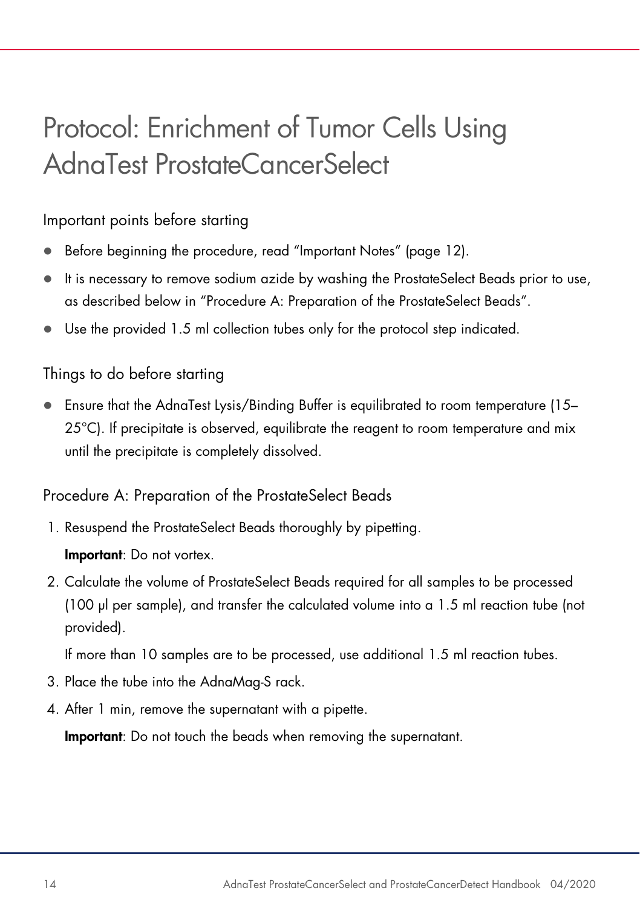# Protocol: Enrichment of Tumor Cells Using AdnaTest ProstateCancerSelect

## Important points before starting

- Before beginning the procedure, read "Important Notes" (page 12).
- It is necessary to remove sodium azide by washing the ProstateSelect Beads prior to use, as described below in "Procedure A: Preparation of the ProstateSelect Beads".
- Use the provided 1.5 ml collection tubes only for the protocol step indicated.

## Things to do before starting

- Ensure that the AdnaTest Lysis/Binding Buffer is equilibrated to room temperature (15–25°C). If precipitate is observed, equilibrate the reagent to room temperature and mix until the precipitate is completely dissolved.

## Procedure A: Preparation of the ProstateSelect Beads

1. Resuspend the ProstateSelect Beads thoroughly by pipetting.

   **Important**: Do not vortex.

2. Calculate the volume of ProstateSelect Beads required for all samples to be processed (100 µl per sample), and transfer the calculated volume into a 1.5 ml reaction tube (not provided).

   If more than 10 samples are to be processed, use additional 1.5 ml reaction tubes.

3. Place the tube into the AdnaMag-S rack.
4. After 1 min, remove the supernatant with a pipette.

   **Important**: Do not touch the beads when removing the supernatant.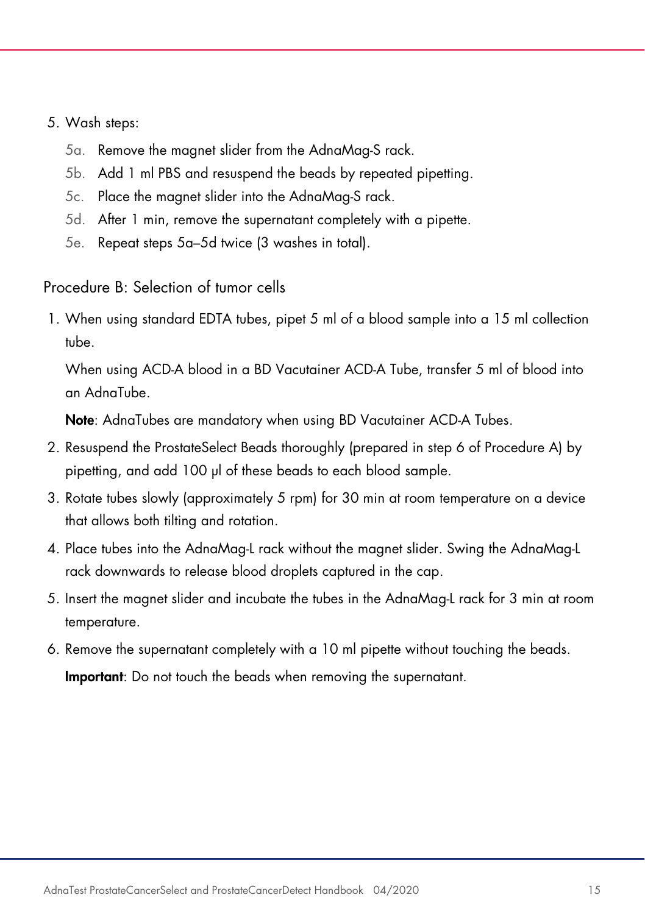5. Wash steps:
   - 5a. Remove the magnet slider from the AdnaMag-S rack.
   - 5b. Add 1 ml PBS and resuspend the beads by repeated pipetting.
   - 5c. Place the magnet slider into the AdnaMag-S rack.
   - 5d. After 1 min, remove the supernatant completely with a pipette.
   - 5e. Repeat steps 5a–5d twice (3 washes in total).

## Procedure B: Selection of tumor cells

1. When using standard EDTA tubes, pipet 5 ml of a blood sample into a 15 ml collection tube.

   When using ACD-A blood in a BD Vacutainer ACD-A Tube, transfer 5 ml of blood into an AdnaTube.

   **Note**: AdnaTubes are mandatory when using BD Vacutainer ACD-A Tubes.

2. Resuspend the ProstateSelect Beads thoroughly (prepared in step 6 of Procedure A) by pipetting, and add 100 µl of these beads to each blood sample.
3. Rotate tubes slowly (approximately 5 rpm) for 30 min at room temperature on a device that allows both tilting and rotation.
4. Place tubes into the AdnaMag-L rack without the magnet slider. Swing the AdnaMag-L rack downwards to release blood droplets captured in the cap.
5. Insert the magnet slider and incubate the tubes in the AdnaMag-L rack for 3 min at room temperature.
6. Remove the supernatant completely with a 10 ml pipette without touching the beads.

   **Important**: Do not touch the beads when removing the supernatant.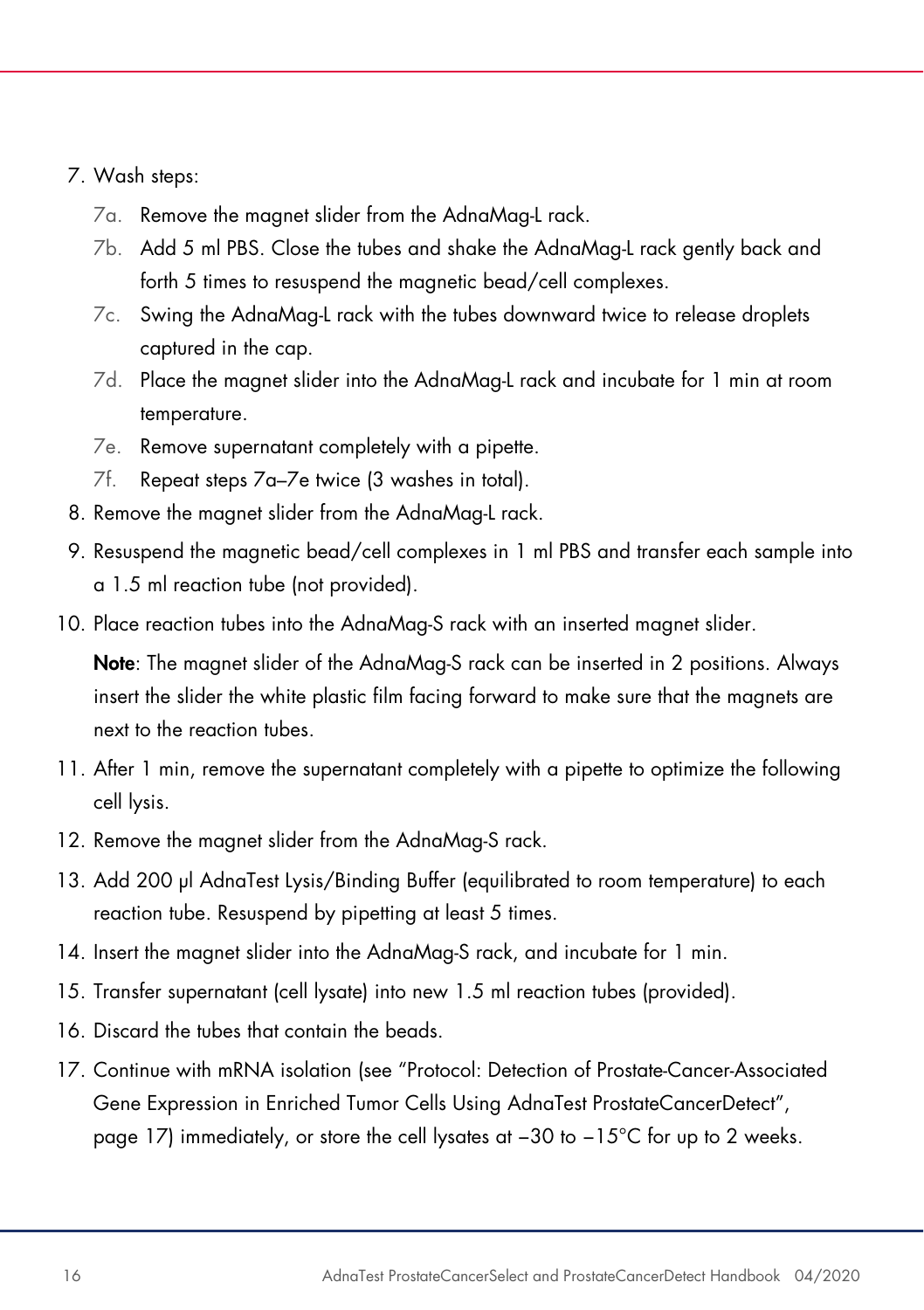7. Wash steps:
   - 7a. Remove the magnet slider from the AdnaMag-L rack.
   - 7b. Add 5 ml PBS. Close the tubes and shake the AdnaMag-L rack gently back and forth 5 times to resuspend the magnetic bead/cell complexes.
   - 7c. Swing the AdnaMag-L rack with the tubes downward twice to release droplets captured in the cap.
   - 7d. Place the magnet slider into the AdnaMag-L rack and incubate for 1 min at room temperature.
   - 7e. Remove supernatant completely with a pipette.
   - 7f. Repeat steps 7a–7e twice (3 washes in total).
8. Remove the magnet slider from the AdnaMag-L rack.
9. Resuspend the magnetic bead/cell complexes in 1 ml PBS and transfer each sample into a 1.5 ml reaction tube (not provided).
10. Place reaction tubes into the AdnaMag-S rack with an inserted magnet slider.

    **Note**: The magnet slider of the AdnaMag-S rack can be inserted in 2 positions. Always insert the slider the white plastic film facing forward to make sure that the magnets are next to the reaction tubes.
11. After 1 min, remove the supernatant completely with a pipette to optimize the following cell lysis.
12. Remove the magnet slider from the AdnaMag-S rack.
13. Add 200 µl AdnaTest Lysis/Binding Buffer (equilibrated to room temperature) to each reaction tube. Resuspend by pipetting at least 5 times.
14. Insert the magnet slider into the AdnaMag-S rack, and incubate for 1 min.
15. Transfer supernatant (cell lysate) into new 1.5 ml reaction tubes (provided).
16. Discard the tubes that contain the beads.
17. Continue with mRNA isolation (see "Protocol: Detection of Prostate-Cancer-Associated Gene Expression in Enriched Tumor Cells Using AdnaTest ProstateCancerDetect", page 17) immediately, or store the cell lysates at –30 to –15°C for up to 2 weeks.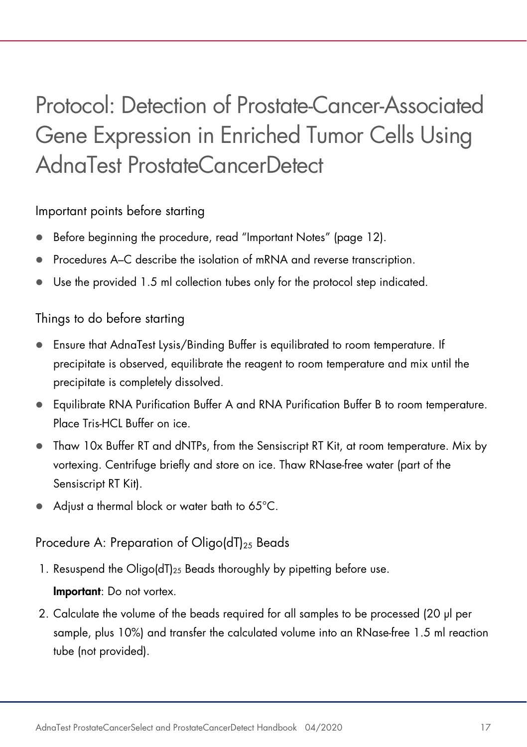# Protocol: Detection of Prostate-Cancer-Associated Gene Expression in Enriched Tumor Cells Using AdnaTest ProstateCancerDetect

## Important points before starting

- Before beginning the procedure, read "Important Notes" (page 12).
- Procedures A–C describe the isolation of mRNA and reverse transcription.
- Use the provided 1.5 ml collection tubes only for the protocol step indicated.

## Things to do before starting

- Ensure that AdnaTest Lysis/Binding Buffer is equilibrated to room temperature. If precipitate is observed, equilibrate the reagent to room temperature and mix until the precipitate is completely dissolved.
- Equilibrate RNA Purification Buffer A and RNA Purification Buffer B to room temperature. Place Tris-HCL Buffer on ice.
- Thaw 10x Buffer RT and dNTPs, from the Sensiscript RT Kit, at room temperature. Mix by vortexing. Centrifuge briefly and store on ice. Thaw RNase-free water (part of the Sensiscript RT Kit).
- Adjust a thermal block or water bath to 65°C.

## Procedure A: Preparation of Oligo(dT)$_{25}$ Beads

1. Resuspend the Oligo(dT)$_{25}$ Beads thoroughly by pipetting before use.

   **Important**: Do not vortex.

2. Calculate the volume of the beads required for all samples to be processed (20 µl per sample, plus 10%) and transfer the calculated volume into an RNase-free 1.5 ml reaction tube (not provided).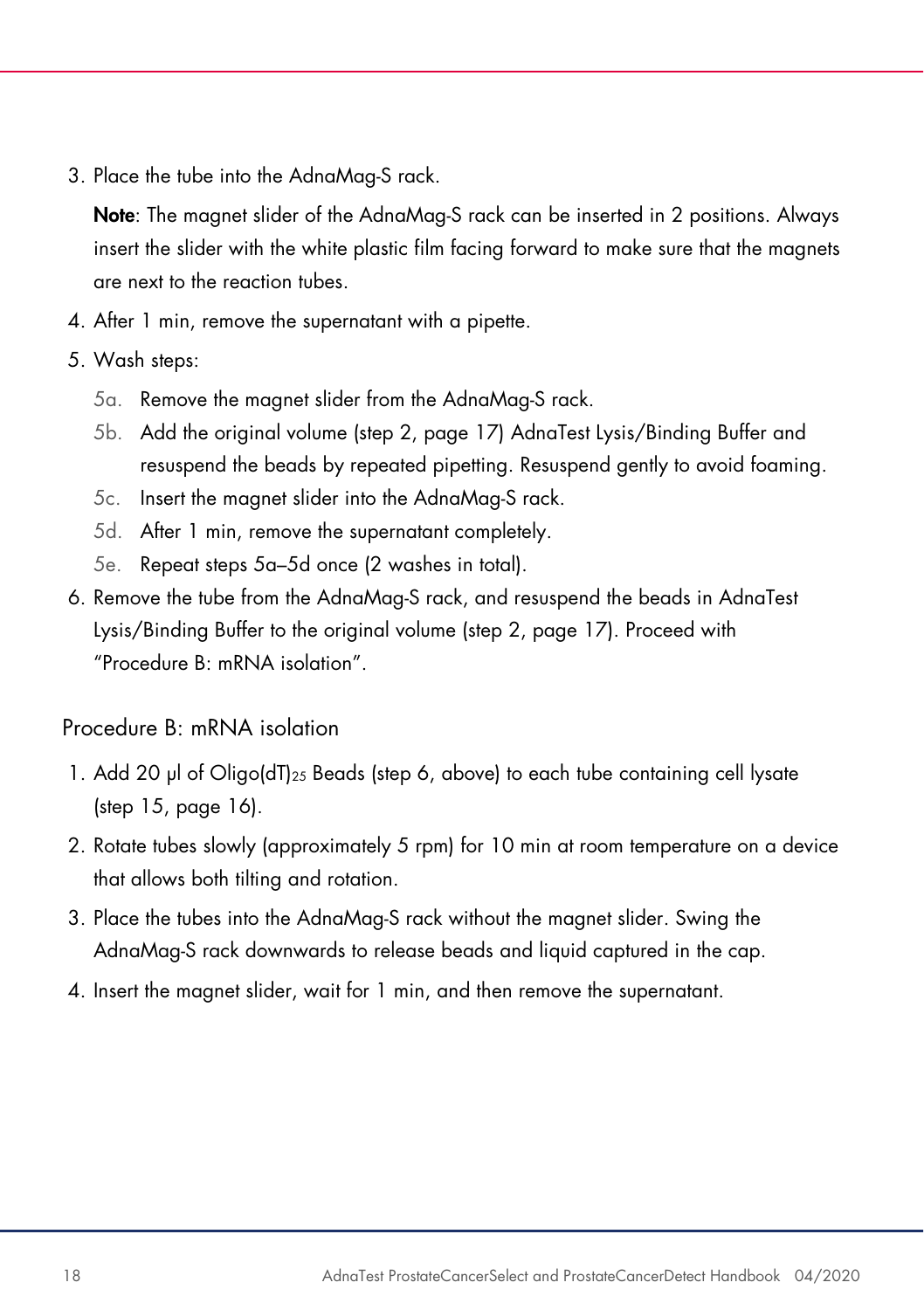3. Place the tube into the AdnaMag-S rack.

   **Note**: The magnet slider of the AdnaMag-S rack can be inserted in 2 positions. Always insert the slider with the white plastic film facing forward to make sure that the magnets are next to the reaction tubes.

4. After 1 min, remove the supernatant with a pipette.
5. Wash steps:
   - 5a. Remove the magnet slider from the AdnaMag-S rack.
   - 5b. Add the original volume (step 2, page 17) AdnaTest Lysis/Binding Buffer and resuspend the beads by repeated pipetting. Resuspend gently to avoid foaming.
   - 5c. Insert the magnet slider into the AdnaMag-S rack.
   - 5d. After 1 min, remove the supernatant completely.
   - 5e. Repeat steps 5a–5d once (2 washes in total).
6. Remove the tube from the AdnaMag-S rack, and resuspend the beads in AdnaTest Lysis/Binding Buffer to the original volume (step 2, page 17). Proceed with "Procedure B: mRNA isolation".

## Procedure B: mRNA isolation

1. Add 20 µl of Oligo(dT)$_{25}$ Beads (step 6, above) to each tube containing cell lysate (step 15, page 16).
2. Rotate tubes slowly (approximately 5 rpm) for 10 min at room temperature on a device that allows both tilting and rotation.
3. Place the tubes into the AdnaMag-S rack without the magnet slider. Swing the AdnaMag-S rack downwards to release beads and liquid captured in the cap.
4. Insert the magnet slider, wait for 1 min, and then remove the supernatant.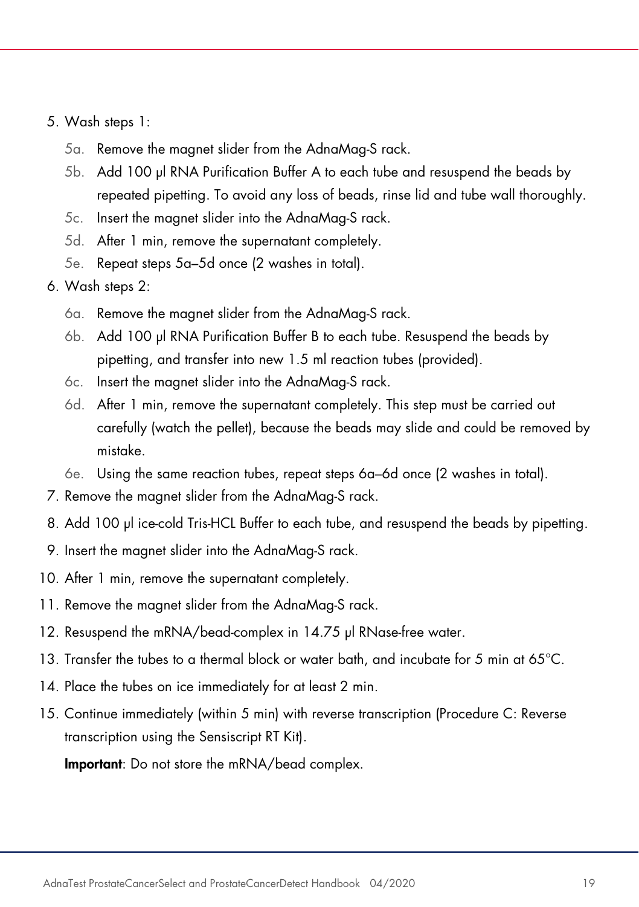5. Wash steps 1:
   - 5a. Remove the magnet slider from the AdnaMag-S rack.
   - 5b. Add 100 µl RNA Purification Buffer A to each tube and resuspend the beads by repeated pipetting. To avoid any loss of beads, rinse lid and tube wall thoroughly.
   - 5c. Insert the magnet slider into the AdnaMag-S rack.
   - 5d. After 1 min, remove the supernatant completely.
   - 5e. Repeat steps 5a–5d once (2 washes in total).
6. Wash steps 2:
   - 6a. Remove the magnet slider from the AdnaMag-S rack.
   - 6b. Add 100 µl RNA Purification Buffer B to each tube. Resuspend the beads by pipetting, and transfer into new 1.5 ml reaction tubes (provided).
   - 6c. Insert the magnet slider into the AdnaMag-S rack.
   - 6d. After 1 min, remove the supernatant completely. This step must be carried out carefully (watch the pellet), because the beads may slide and could be removed by mistake.
   - 6e. Using the same reaction tubes, repeat steps 6a–6d once (2 washes in total).
7. Remove the magnet slider from the AdnaMag-S rack.
8. Add 100 µl ice-cold Tris-HCL Buffer to each tube, and resuspend the beads by pipetting.
9. Insert the magnet slider into the AdnaMag-S rack.
10. After 1 min, remove the supernatant completely.
11. Remove the magnet slider from the AdnaMag-S rack.
12. Resuspend the mRNA/bead-complex in 14.75 µl RNase-free water.
13. Transfer the tubes to a thermal block or water bath, and incubate for 5 min at 65°C.
14. Place the tubes on ice immediately for at least 2 min.
15. Continue immediately (within 5 min) with reverse transcription (Procedure C: Reverse transcription using the Sensiscript RT Kit).

    **Important**: Do not store the mRNA/bead complex.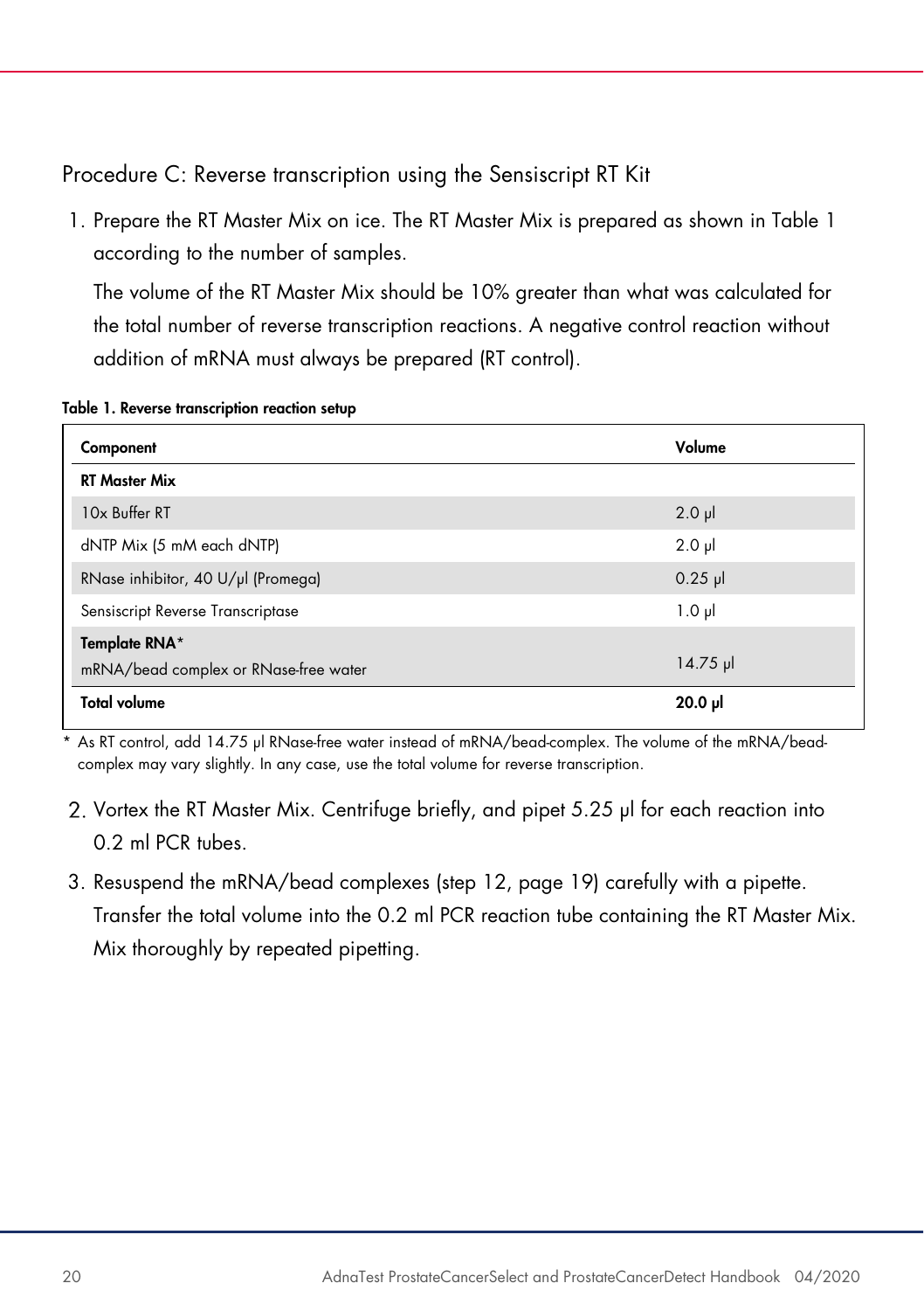## Procedure C: Reverse transcription using the Sensiscript RT Kit

1. Prepare the RT Master Mix on ice. The RT Master Mix is prepared as shown in Table 1 according to the number of samples.

   The volume of the RT Master Mix should be 10% greater than what was calculated for the total number of reverse transcription reactions. A negative control reaction without addition of mRNA must always be prepared (RT control).

**Table 1. Reverse transcription reaction setup**

| Component | Volume |
|---|---|
| **RT Master Mix** | |
| 10x Buffer RT | 2.0 µl |
| dNTP Mix (5 mM each dNTP) | 2.0 µl |
| RNase inhibitor, 40 U/µl (Promega) | 0.25 µl |
| Sensiscript Reverse Transcriptase | 1.0 µl |
| **Template RNA***<br>mRNA/bead complex or RNase-free water | 14.75 µl |
| **Total volume** | **20.0 µl** |

\* As RT control, add 14.75 µl RNase-free water instead of mRNA/bead-complex. The volume of the mRNA/bead-complex may vary slightly. In any case, use the total volume for reverse transcription.

2. Vortex the RT Master Mix. Centrifuge briefly, and pipet 5.25 µl for each reaction into 0.2 ml PCR tubes.
3. Resuspend the mRNA/bead complexes (step 12, page 19) carefully with a pipette. Transfer the total volume into the 0.2 ml PCR reaction tube containing the RT Master Mix. Mix thoroughly by repeated pipetting.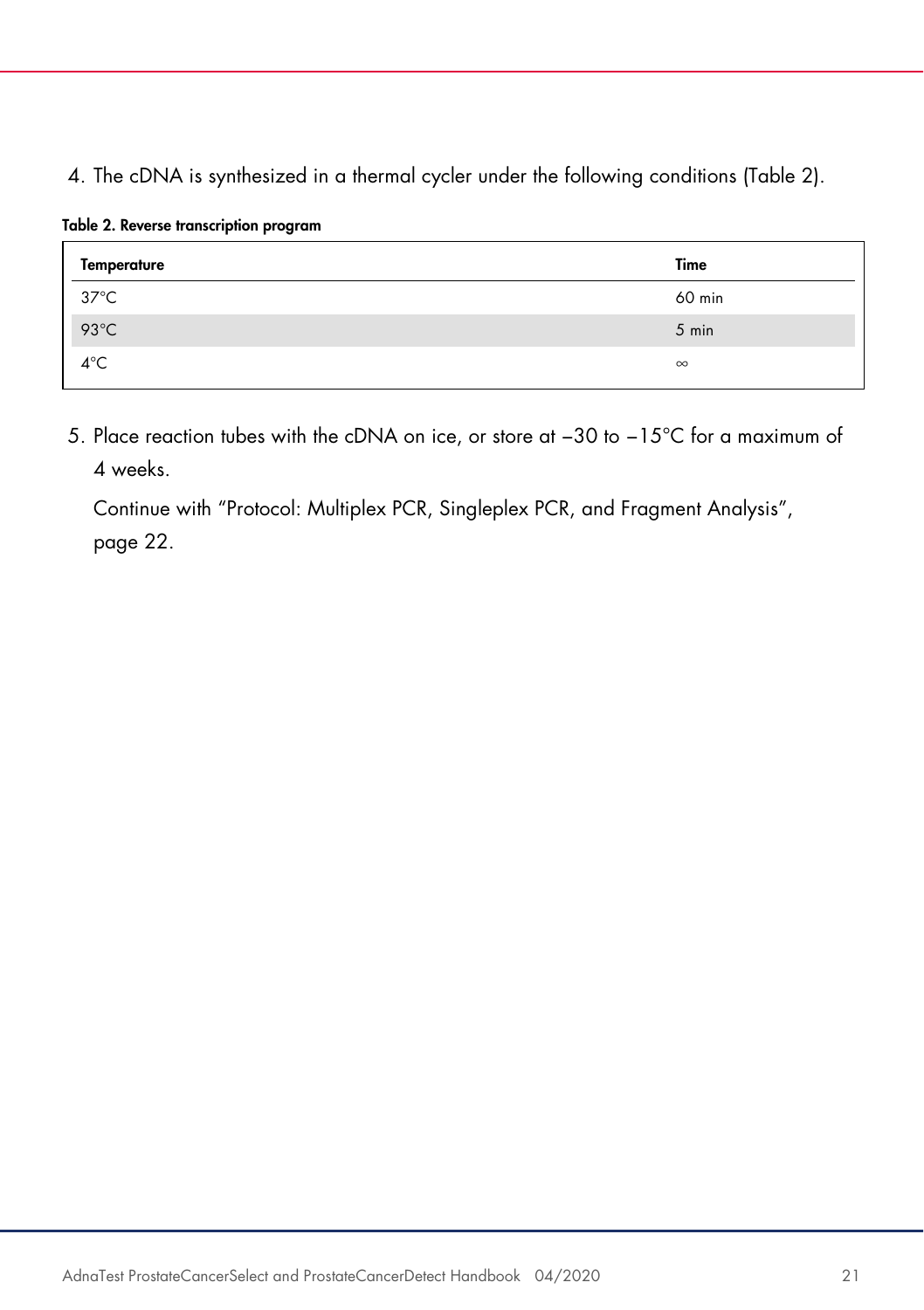4. The cDNA is synthesized in a thermal cycler under the following conditions (Table 2).

**Table 2. Reverse transcription program**

| Temperature | Time |
|---|---|
| 37°C | 60 min |
| 93°C | 5 min |
| 4°C | ∞ |

5. Place reaction tubes with the cDNA on ice, or store at −30 to −15°C for a maximum of 4 weeks.

   Continue with "Protocol: Multiplex PCR, Singleplex PCR, and Fragment Analysis", page 22.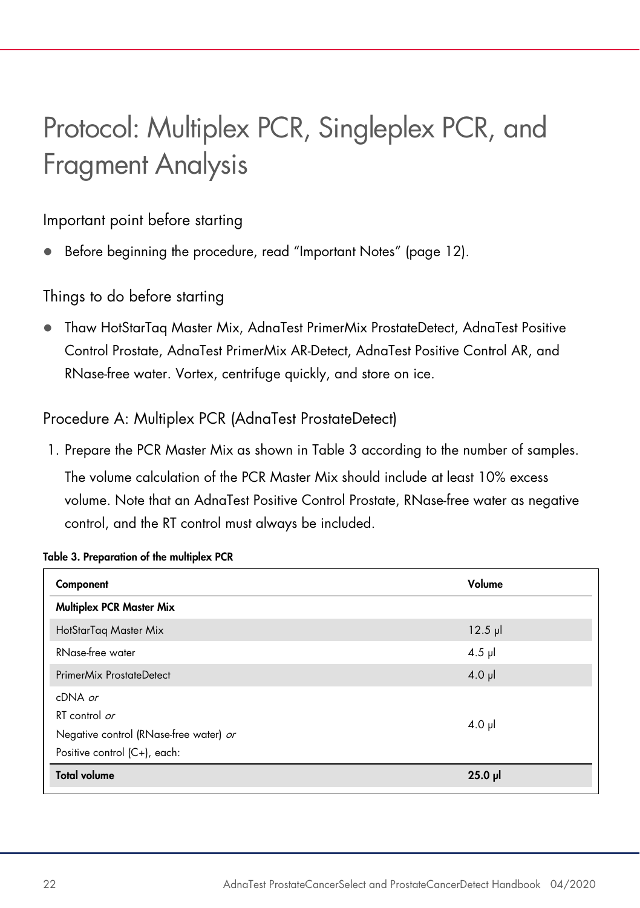# Protocol: Multiplex PCR, Singleplex PCR, and Fragment Analysis

## Important point before starting

- Before beginning the procedure, read "Important Notes" (page 12).

## Things to do before starting

- Thaw HotStarTaq Master Mix, AdnaTest PrimerMix ProstateDetect, AdnaTest Positive Control Prostate, AdnaTest PrimerMix AR-Detect, AdnaTest Positive Control AR, and RNase-free water. Vortex, centrifuge quickly, and store on ice.

## Procedure A: Multiplex PCR (AdnaTest ProstateDetect)

1. Prepare the PCR Master Mix as shown in Table 3 according to the number of samples.

   The volume calculation of the PCR Master Mix should include at least 10% excess volume. Note that an AdnaTest Positive Control Prostate, RNase-free water as negative control, and the RT control must always be included.

**Table 3. Preparation of the multiplex PCR**

| Component | Volume |
|---|---|
| **Multiplex PCR Master Mix** | |
| HotStarTaq Master Mix | 12.5 µl |
| RNase-free water | 4.5 µl |
| PrimerMix ProstateDetect | 4.0 µl |
| cDNA *or*<br>RT control *or*<br>Negative control (RNase-free water) *or*<br>Positive control (C+), each: | 4.0 µl |
| **Total volume** | **25.0 µl** |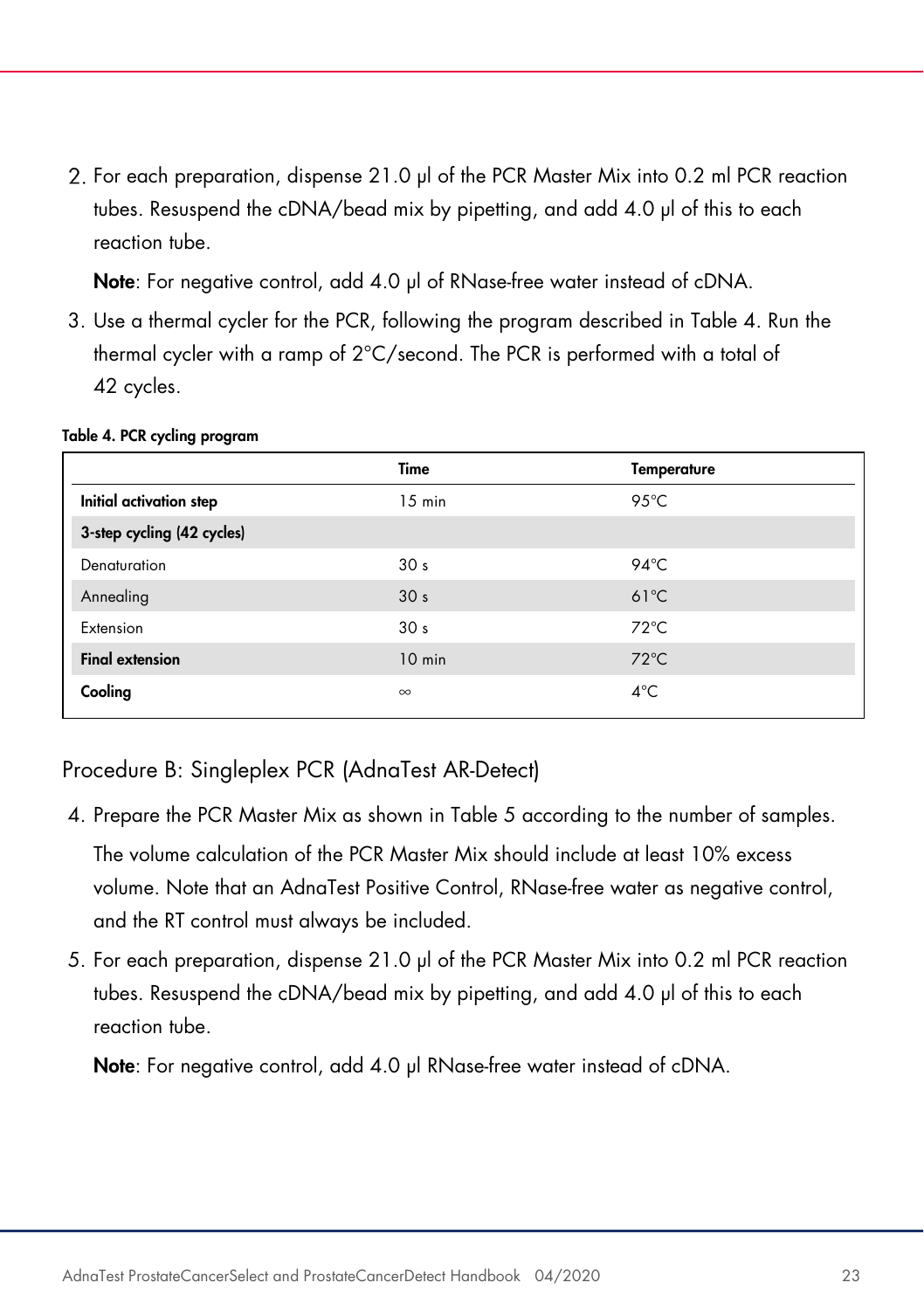2. For each preparation, dispense 21.0 µl of the PCR Master Mix into 0.2 ml PCR reaction tubes. Resuspend the cDNA/bead mix by pipetting, and add 4.0 µl of this to each reaction tube.

   **Note**: For negative control, add 4.0 µl of RNase-free water instead of cDNA.

3. Use a thermal cycler for the PCR, following the program described in Table 4. Run the thermal cycler with a ramp of 2°C/second. The PCR is performed with a total of 42 cycles.

**Table 4. PCR cycling program**

| | Time | Temperature |
|---|---|---|
| **Initial activation step** | 15 min | 95°C |
| **3-step cycling (42 cycles)** | | |
| Denaturation | 30 s | 94°C |
| Annealing | 30 s | 61°C |
| Extension | 30 s | 72°C |
| **Final extension** | 10 min | 72°C |
| **Cooling** | ∞ | 4°C |

## Procedure B: Singleplex PCR (AdnaTest AR-Detect)

4. Prepare the PCR Master Mix as shown in Table 5 according to the number of samples.

   The volume calculation of the PCR Master Mix should include at least 10% excess volume. Note that an AdnaTest Positive Control, RNase-free water as negative control, and the RT control must always be included.

5. For each preparation, dispense 21.0 µl of the PCR Master Mix into 0.2 ml PCR reaction tubes. Resuspend the cDNA/bead mix by pipetting, and add 4.0 µl of this to each reaction tube.

   **Note**: For negative control, add 4.0 µl RNase-free water instead of cDNA.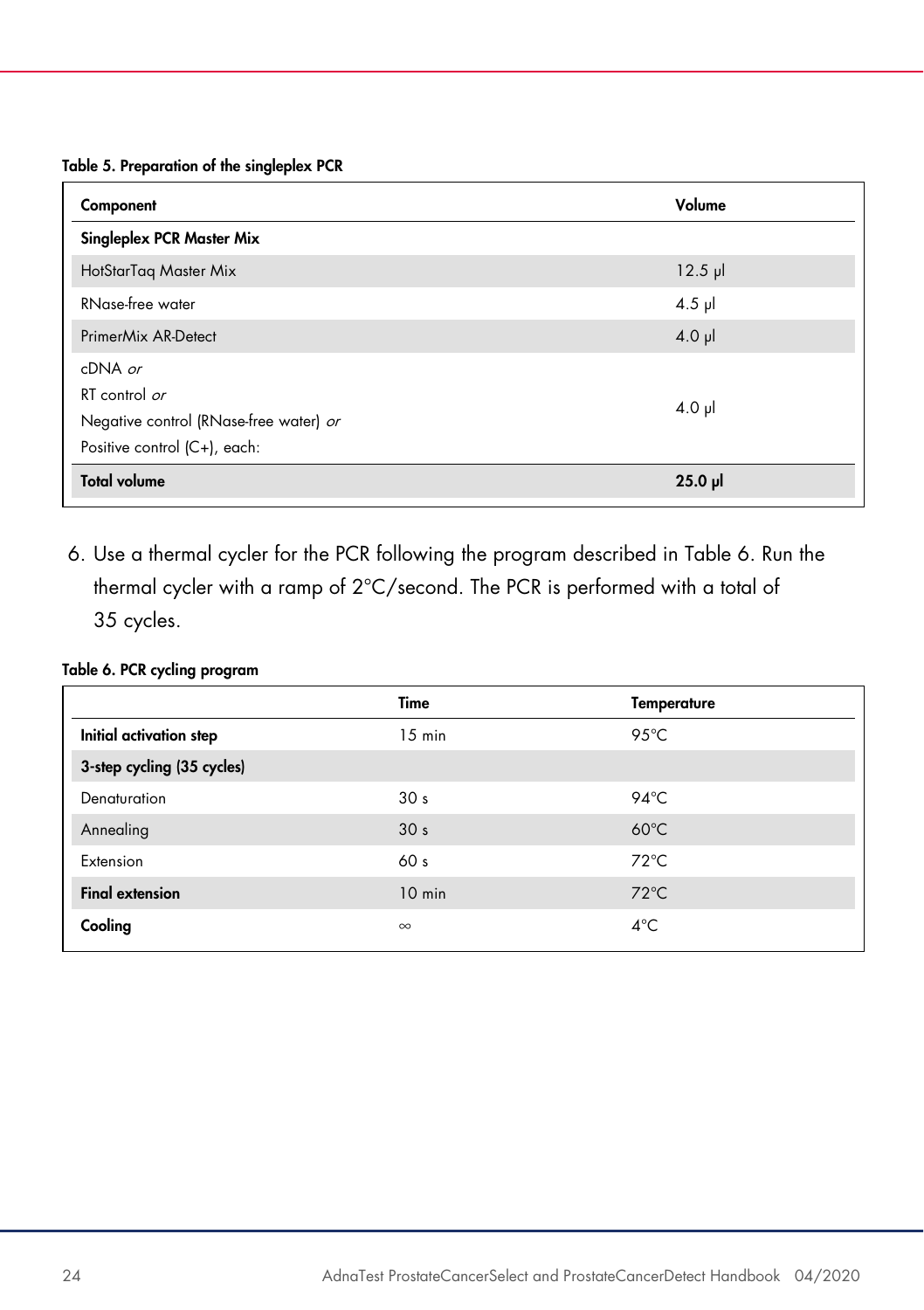**Table 5. Preparation of the singleplex PCR**

| Component | Volume |
|---|---|
| **Singleplex PCR Master Mix** | |
| HotStarTaq Master Mix | 12.5 µl |
| RNase-free water | 4.5 µl |
| PrimerMix AR-Detect | 4.0 µl |
| cDNA *or*<br>RT control *or*<br>Negative control (RNase-free water) *or*<br>Positive control (C+), each: | 4.0 µl |
| **Total volume** | **25.0 µl** |

6. Use a thermal cycler for the PCR following the program described in Table 6. Run the thermal cycler with a ramp of 2°C/second. The PCR is performed with a total of 35 cycles.

**Table 6. PCR cycling program**

| | Time | Temperature |
|---|---|---|
| **Initial activation step** | 15 min | 95°C |
| **3-step cycling (35 cycles)** | | |
| Denaturation | 30 s | 94°C |
| Annealing | 30 s | 60°C |
| Extension | 60 s | 72°C |
| **Final extension** | 10 min | 72°C |
| **Cooling** | ∞ | 4°C |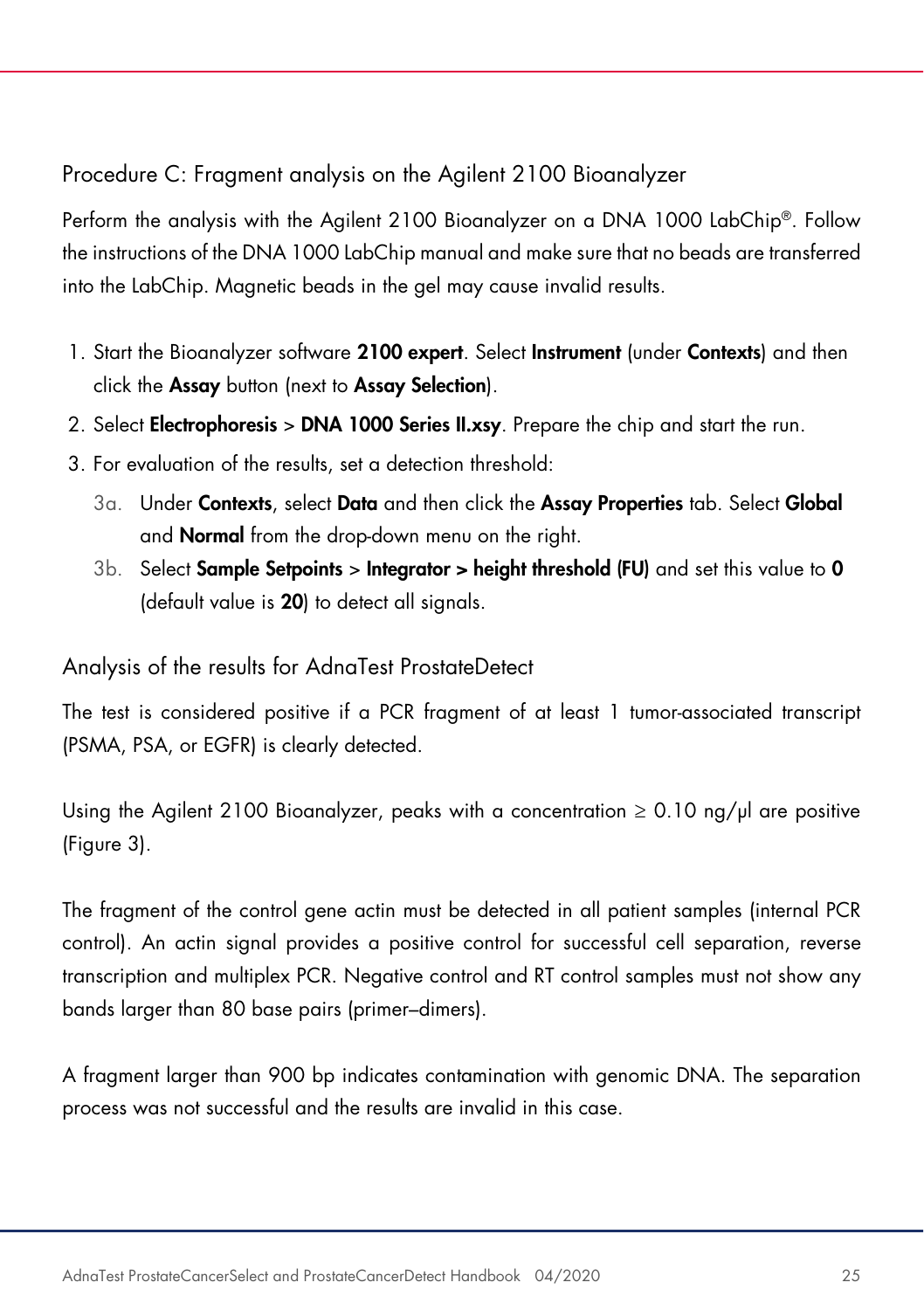### Procedure C: Fragment analysis on the Agilent 2100 Bioanalyzer

Perform the analysis with the Agilent 2100 Bioanalyzer on a DNA 1000 LabChip®. Follow the instructions of the DNA 1000 LabChip manual and make sure that no beads are transferred into the LabChip. Magnetic beads in the gel may cause invalid results.

1. Start the Bioanalyzer software **2100 expert**. Select **Instrument** (under **Contexts**) and then click the **Assay** button (next to **Assay Selection**).
2. Select **Electrophoresis** > **DNA 1000 Series II.xsy**. Prepare the chip and start the run.
3. For evaluation of the results, set a detection threshold:
   - 3a. Under **Contexts**, select **Data** and then click the **Assay Properties** tab. Select **Global** and **Normal** from the drop-down menu on the right.
   - 3b. Select **Sample Setpoints** > **Integrator > height threshold (FU)** and set this value to **0** (default value is **20**) to detect all signals.

### Analysis of the results for AdnaTest ProstateDetect

The test is considered positive if a PCR fragment of at least 1 tumor-associated transcript (PSMA, PSA, or EGFR) is clearly detected.

Using the Agilent 2100 Bioanalyzer, peaks with a concentration ≥ 0.10 ng/µl are positive (Figure 3).

The fragment of the control gene actin must be detected in all patient samples (internal PCR control). An actin signal provides a positive control for successful cell separation, reverse transcription and multiplex PCR. Negative control and RT control samples must not show any bands larger than 80 base pairs (primer–dimers).

A fragment larger than 900 bp indicates contamination with genomic DNA. The separation process was not successful and the results are invalid in this case.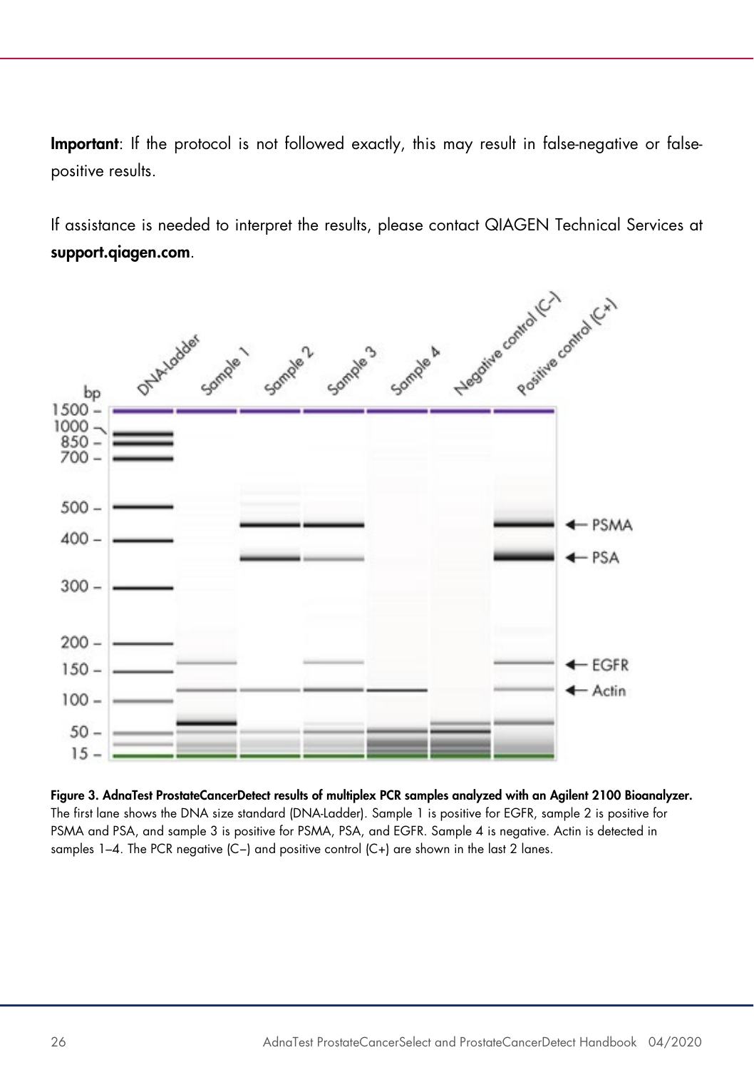**Important**: If the protocol is not followed exactly, this may result in false-negative or false-positive results.

If assistance is needed to interpret the results, please contact QIAGEN Technical Services at **support.qiagen.com**.

**Figure 3. AdnaTest ProstateCancerDetect results of multiplex PCR samples analyzed with an Agilent 2100 Bioanalyzer.** The first lane shows the DNA size standard (DNA-Ladder). Sample 1 is positive for EGFR, sample 2 is positive for PSMA and PSA, and sample 3 is positive for PSMA, PSA, and EGFR. Sample 4 is negative. Actin is detected in samples 1–4. The PCR negative (C–) and positive control (C+) are shown in the last 2 lanes.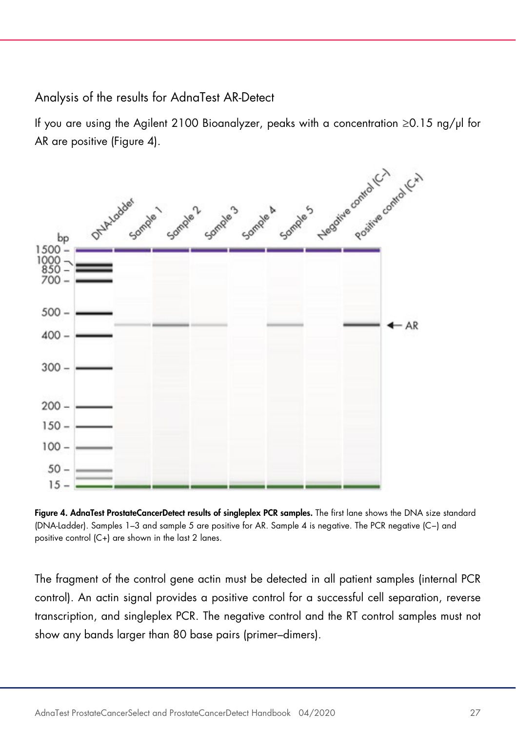## Analysis of the results for AdnaTest AR-Detect

If you are using the Agilent 2100 Bioanalyzer, peaks with a concentration ≥0.15 ng/µl for AR are positive (Figure 4).

**Figure 4. AdnaTest ProstateCancerDetect results of singleplex PCR samples.** The first lane shows the DNA size standard (DNA-Ladder). Samples 1–3 and sample 5 are positive for AR. Sample 4 is negative. The PCR negative (C–) and positive control (C+) are shown in the last 2 lanes.

The fragment of the control gene actin must be detected in all patient samples (internal PCR control). An actin signal provides a positive control for a successful cell separation, reverse transcription, and singleplex PCR. The negative control and the RT control samples must not show any bands larger than 80 base pairs (primer–dimers).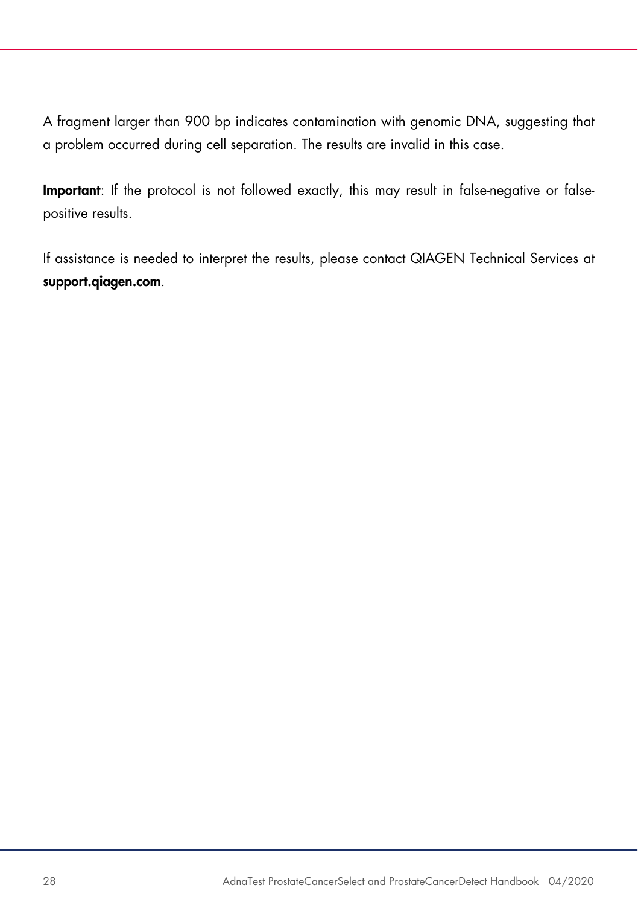A fragment larger than 900 bp indicates contamination with genomic DNA, suggesting that a problem occurred during cell separation. The results are invalid in this case.

**Important**: If the protocol is not followed exactly, this may result in false-negative or false-positive results.

If assistance is needed to interpret the results, please contact QIAGEN Technical Services at **support.qiagen.com**.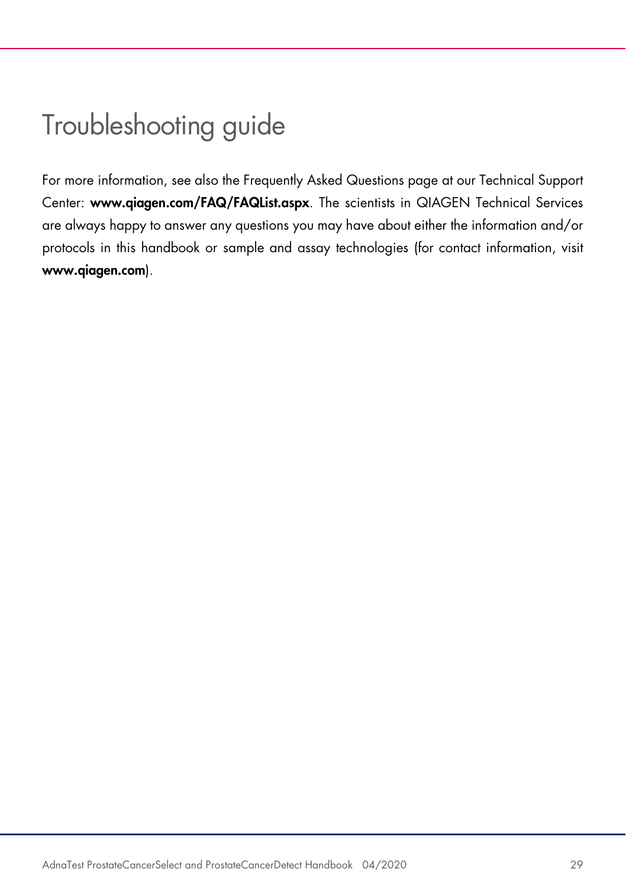# Troubleshooting guide

For more information, see also the Frequently Asked Questions page at our Technical Support Center: **www.qiagen.com/FAQ/FAQList.aspx**. The scientists in QIAGEN Technical Services are always happy to answer any questions you may have about either the information and/or protocols in this handbook or sample and assay technologies (for contact information, visit **www.qiagen.com**).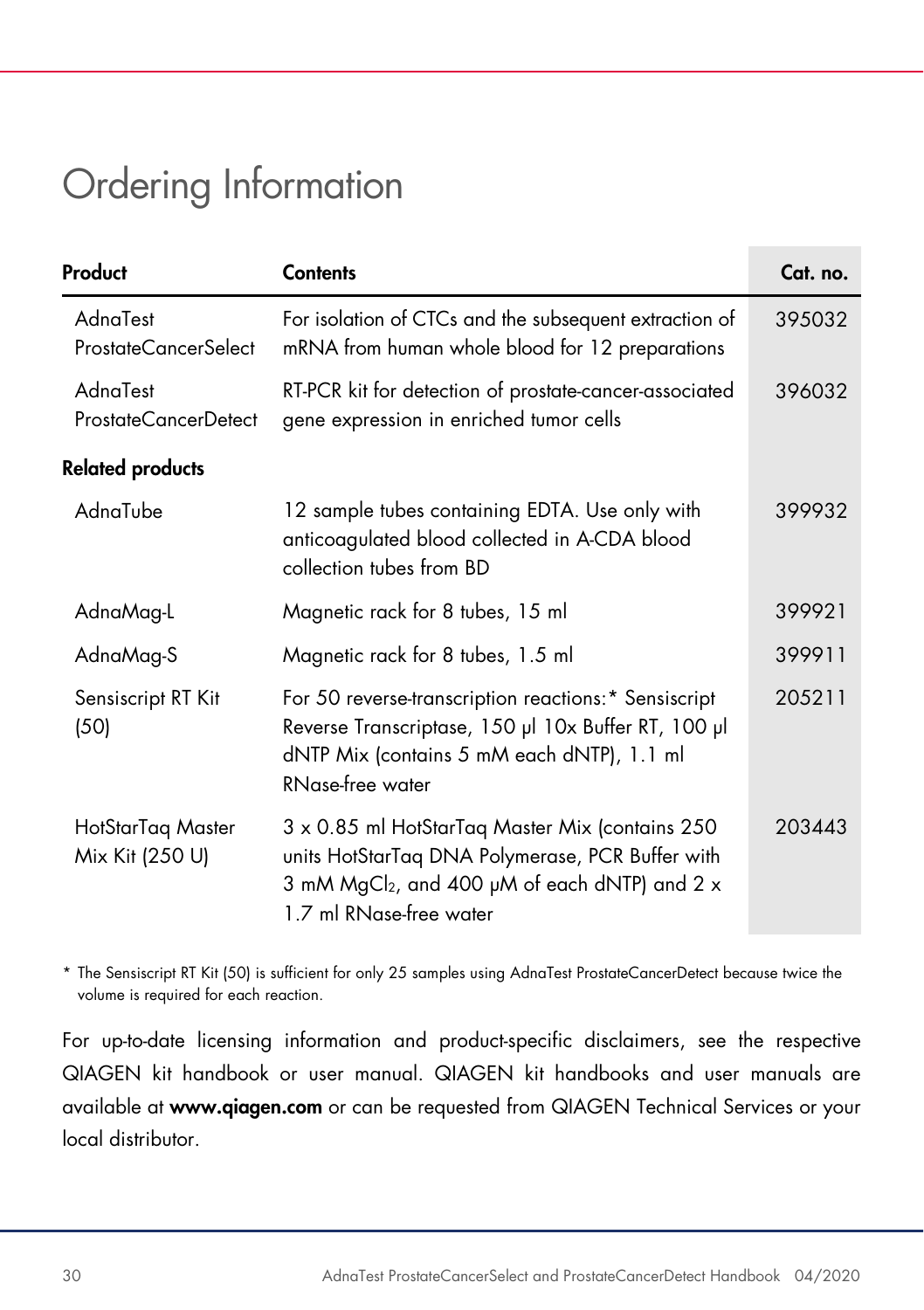# Ordering Information

| Product | Contents | Cat. no. |
|---|---|---|
| AdnaTest ProstateCancerSelect | For isolation of CTCs and the subsequent extraction of mRNA from human whole blood for 12 preparations | 395032 |
| AdnaTest ProstateCancerDetect | RT-PCR kit for detection of prostate-cancer-associated gene expression in enriched tumor cells | 396032 |
| **Related products** | | |
| AdnaTube | 12 sample tubes containing EDTA. Use only with anticoagulated blood collected in A-CDA blood collection tubes from BD | 399932 |
| AdnaMag-L | Magnetic rack for 8 tubes, 15 ml | 399921 |
| AdnaMag-S | Magnetic rack for 8 tubes, 1.5 ml | 399911 |
| Sensiscript RT Kit (50) | For 50 reverse-transcription reactions:* Sensiscript Reverse Transcriptase, 150 µl 10x Buffer RT, 100 µl dNTP Mix (contains 5 mM each dNTP), 1.1 ml RNase-free water | 205211 |
| HotStarTaq Master Mix Kit (250 U) | 3 x 0.85 ml HotStarTaq Master Mix (contains 250 units HotStarTaq DNA Polymerase, PCR Buffer with 3 mM $MgCl_2$, and 400 µM of each dNTP) and 2 x 1.7 ml RNase-free water | 203443 |

\* The Sensiscript RT Kit (50) is sufficient for only 25 samples using AdnaTest ProstateCancerDetect because twice the volume is required for each reaction.

For up-to-date licensing information and product-specific disclaimers, see the respective QIAGEN kit handbook or user manual. QIAGEN kit handbooks and user manuals are available at **www.qiagen.com** or can be requested from QIAGEN Technical Services or your local distributor.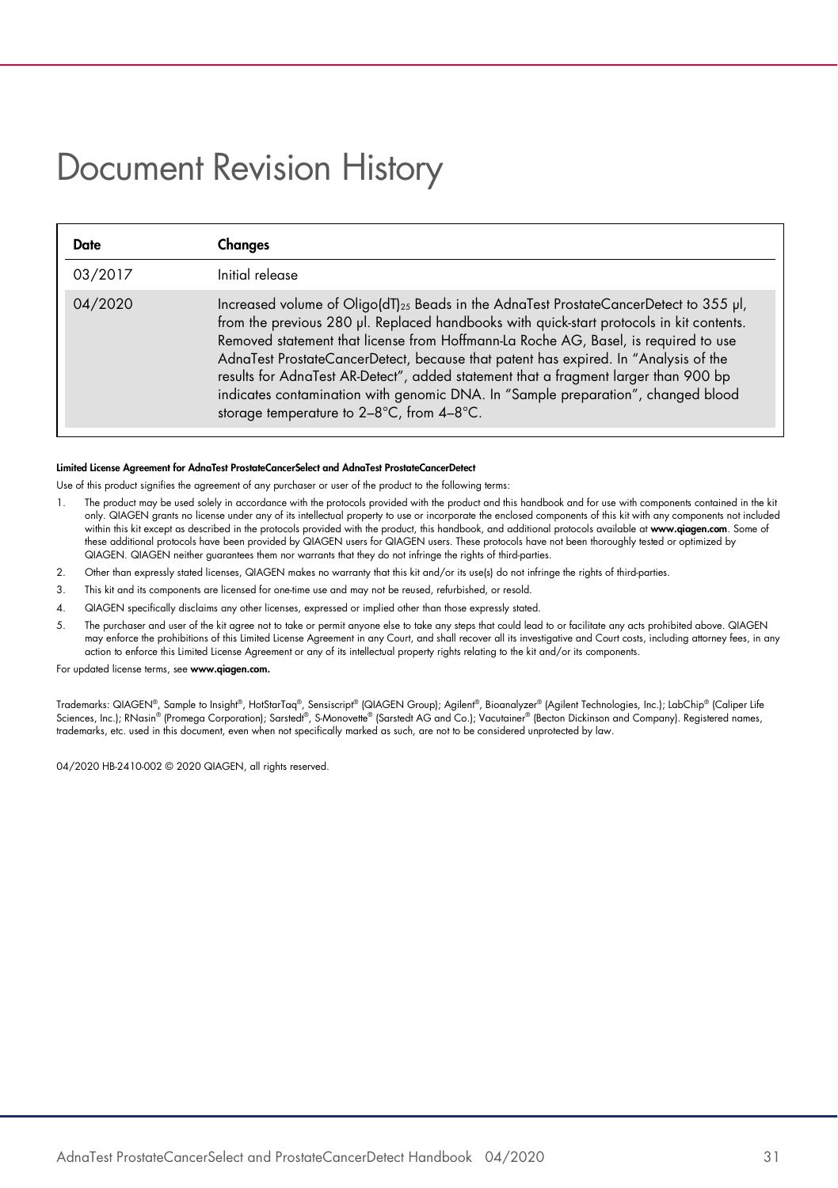# Document Revision History

| Date | Changes |
| --- | --- |
| 03/2017 | Initial release |
| 04/2020 | Increased volume of Oligo(dT)$_{25}$ Beads in the AdnaTest ProstateCancerDetect to 355 µl, from the previous 280 µl. Replaced handbooks with quick-start protocols in kit contents. Removed statement that license from Hoffmann-La Roche AG, Basel, is required to use AdnaTest ProstateCancerDetect, because that patent has expired. In "Analysis of the results for AdnaTest AR-Detect", added statement that a fragment larger than 900 bp indicates contamination with genomic DNA. In "Sample preparation", changed blood storage temperature to 2–8°C, from 4–8°C. |

**Limited License Agreement for AdnaTest ProstateCancerSelect and AdnaTest ProstateCancerDetect**

Use of this product signifies the agreement of any purchaser or user of the product to the following terms:

1. The product may be used solely in accordance with the protocols provided with the product and this handbook and for use with components contained in the kit only. QIAGEN grants no license under any of its intellectual property to use or incorporate the enclosed components of this kit with any components not included within this kit except as described in the protocols provided with the product, this handbook, and additional protocols available at **www.qiagen.com**. Some of these additional protocols have been provided by QIAGEN users for QIAGEN users. These protocols have not been thoroughly tested or optimized by QIAGEN. QIAGEN neither guarantees them nor warrants that they do not infringe the rights of third-parties.
2. Other than expressly stated licenses, QIAGEN makes no warranty that this kit and/or its use(s) do not infringe the rights of third-parties.
3. This kit and its components are licensed for one-time use and may not be reused, refurbished, or resold.
4. QIAGEN specifically disclaims any other licenses, expressed or implied other than those expressly stated.
5. The purchaser and user of the kit agree not to take or permit anyone else to take any steps that could lead to or facilitate any acts prohibited above. QIAGEN may enforce the prohibitions of this Limited License Agreement in any Court, and shall recover all its investigative and Court costs, including attorney fees, in any action to enforce this Limited License Agreement or any of its intellectual property rights relating to the kit and/or its components.

For updated license terms, see **www.qiagen.com.**

Trademarks: QIAGEN®, Sample to Insight®, HotStarTaq®, Sensiscript® (QIAGEN Group); Agilent®, Bioanalyzer® (Agilent Technologies, Inc.); LabChip® (Caliper Life Sciences, Inc.); RNasin® (Promega Corporation); Sarstedt®, S-Monovette® (Sarstedt AG and Co.); Vacutainer® (Becton Dickinson and Company). Registered names, trademarks, etc. used in this document, even when not specifically marked as such, are not to be considered unprotected by law.

04/2020 HB-2410-002 © 2020 QIAGEN, all rights reserved.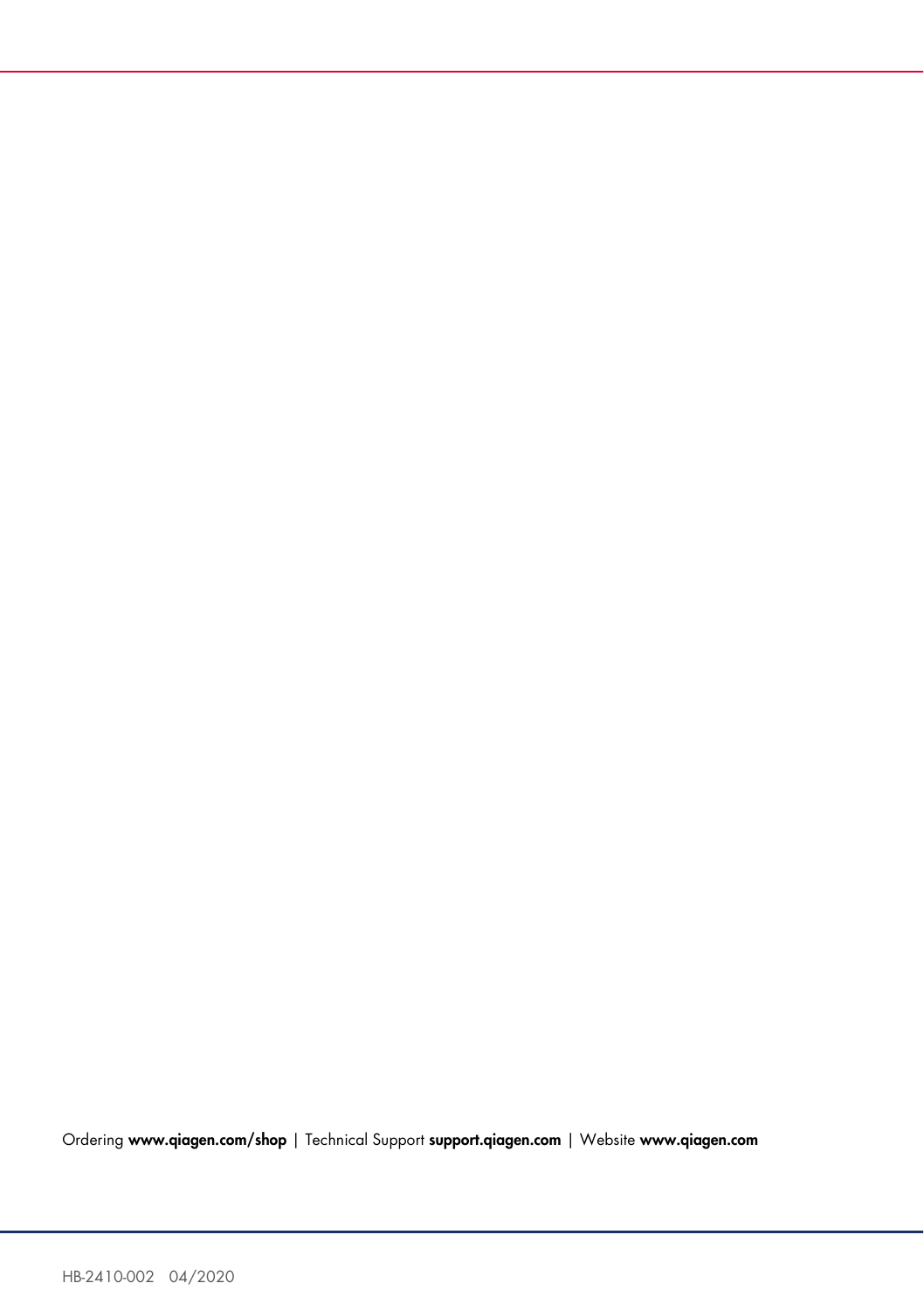Ordering **www.qiagen.com/shop** | Technical Support **support.qiagen.com** | Website **www.qiagen.com**

HB-2410-002 04/2020